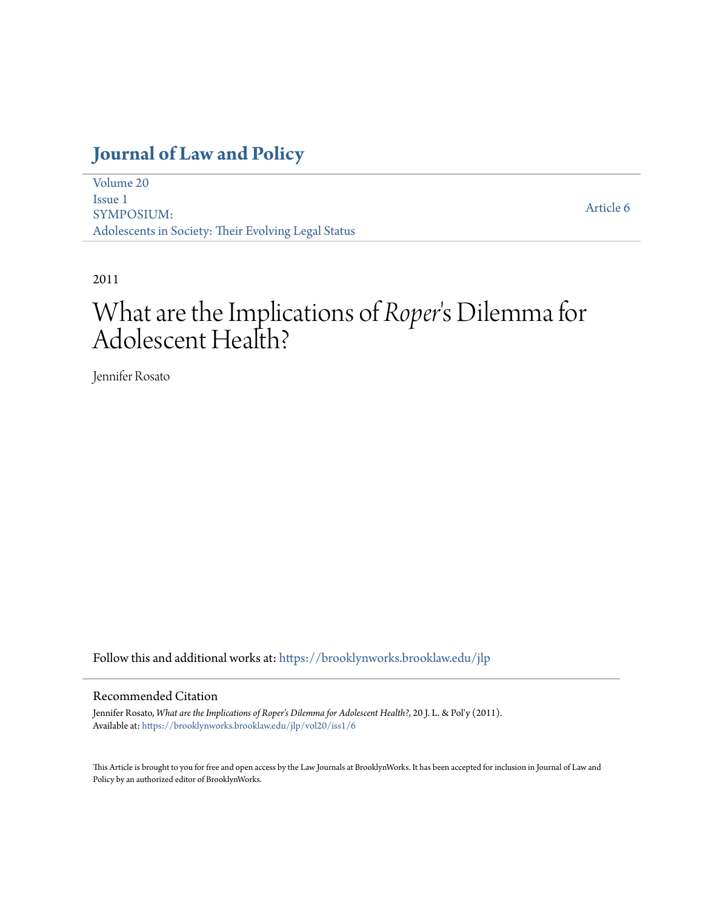# Journal of Law and Policy

Volume 20
Issue 1
SYMPOSIUM:
Adolescents in Society: Their Evolving Legal Status

Article 6

2011

# What are the Implications of *Roper*'s Dilemma for Adolescent Health?

Jennifer Rosato

Follow this and additional works at: https://brooklynworks.brooklaw.edu/jlp

## Recommended Citation

Jennifer Rosato, *What are the Implications of Roper's Dilemma for Adolescent Health?*, 20 J. L. & Pol'y (2011).
Available at: https://brooklynworks.brooklaw.edu/jlp/vol20/iss1/6

This Article is brought to you for free and open access by the Law Journals at BrooklynWorks. It has been accepted for inclusion in Journal of Law and Policy by an authorized editor of BrooklynWorks.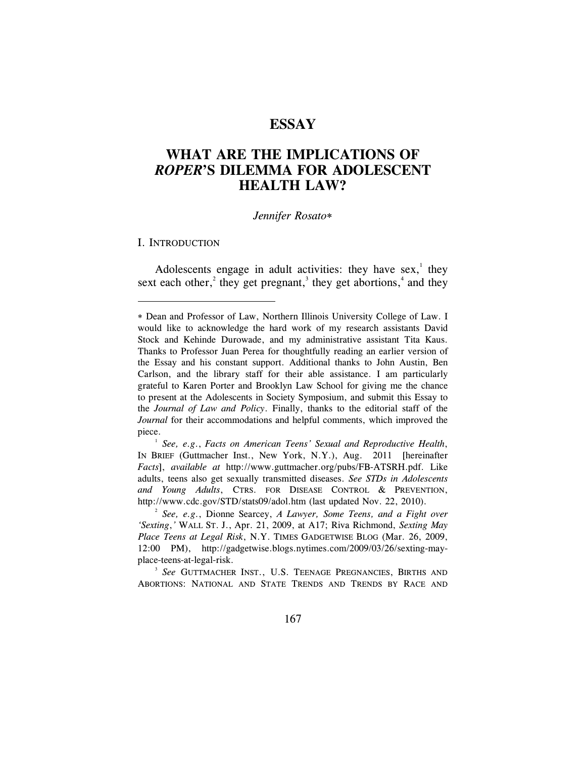# ESSAY

# WHAT ARE THE IMPLICATIONS OF *ROPER*'S DILEMMA FOR ADOLESCENT HEALTH LAW?

*Jennifer Rosato*[∗]

## I. INTRODUCTION

Adolescents engage in adult activities: they have sex,[1] they sext each other,[2] they get pregnant,[3] they get abortions,[4] and they

---

∗ Dean and Professor of Law, Northern Illinois University College of Law. I would like to acknowledge the hard work of my research assistants David Stock and Kehinde Durowade, and my administrative assistant Tita Kaus. Thanks to Professor Juan Perea for thoughtfully reading an earlier version of the Essay and his constant support. Additional thanks to John Austin, Ben Carlson, and the library staff for their able assistance. I am particularly grateful to Karen Porter and Brooklyn Law School for giving me the chance to present at the Adolescents in Society Symposium, and submit this Essay to the *Journal of Law and Policy*. Finally, thanks to the editorial staff of the *Journal* for their accommodations and helpful comments, which improved the piece.

[1] *See, e.g.*, *Facts on American Teens' Sexual and Reproductive Health*, IN BRIEF (Guttmacher Inst., New York, N.Y.), Aug. 2011 [hereinafter *Facts*], *available at* http://www.guttmacher.org/pubs/FB-ATSRH.pdf. Like adults, teens also get sexually transmitted diseases. *See STDs in Adolescents and Young Adults*, CTRS. FOR DISEASE CONTROL & PREVENTION, http://www.cdc.gov/STD/stats09/adol.htm (last updated Nov. 22, 2010).

[2] *See, e.g.*, Dionne Searcey, *A Lawyer, Some Teens, and a Fight over 'Sexting*,*'* WALL ST. J., Apr. 21, 2009, at A17; Riva Richmond, *Sexting May Place Teens at Legal Risk*, N.Y. TIMES GADGETWISE BLOG (Mar. 26, 2009, 12:00 PM), http://gadgetwise.blogs.nytimes.com/2009/03/26/sexting-may-place-teens-at-legal-risk.

[3] *See* GUTTMACHER INST., U.S. TEENAGE PREGNANCIES, BIRTHS AND ABORTIONS: NATIONAL AND STATE TRENDS AND TRENDS BY RACE AND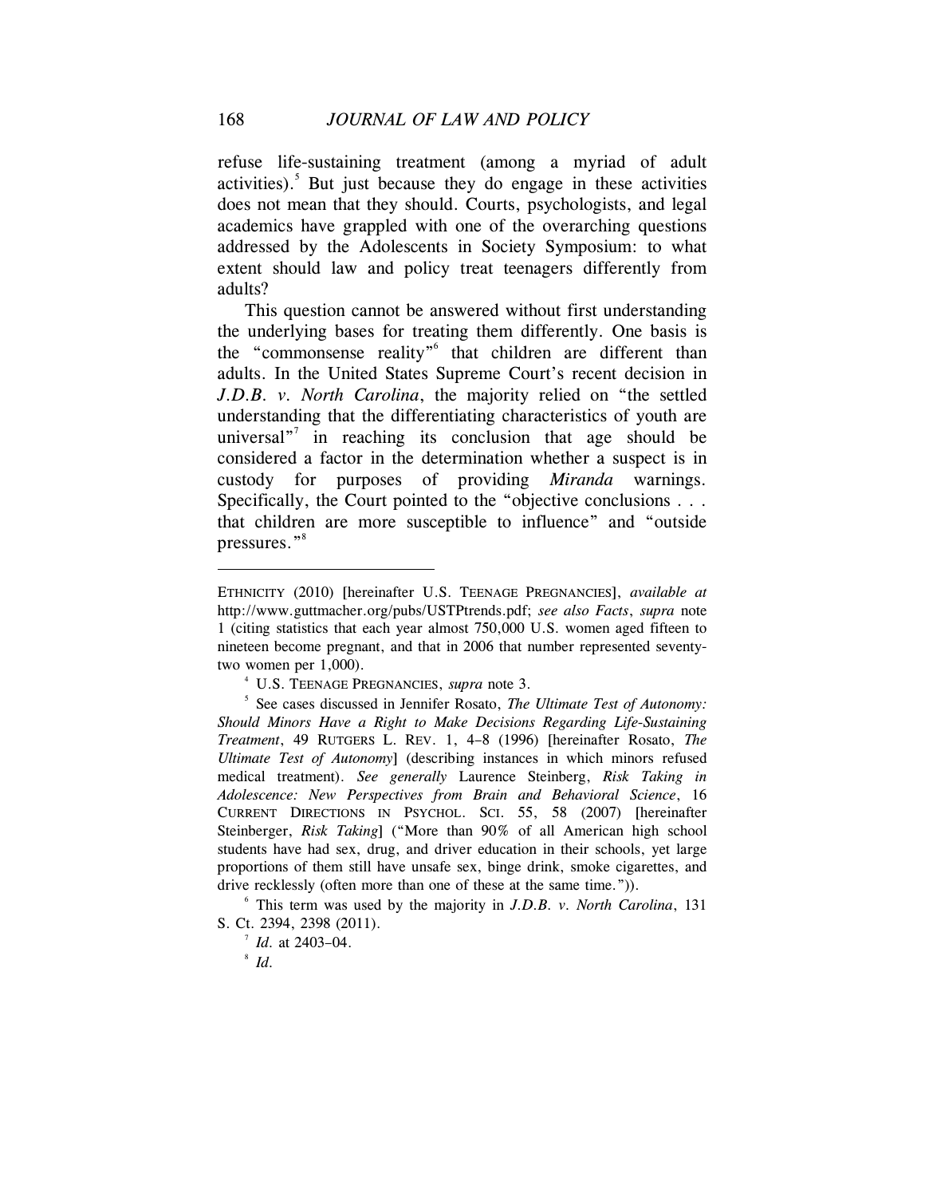refuse life-sustaining treatment (among a myriad of adult activities).[5] But just because they do engage in these activities does not mean that they should. Courts, psychologists, and legal academics have grappled with one of the overarching questions addressed by the Adolescents in Society Symposium: to what extent should law and policy treat teenagers differently from adults?

This question cannot be answered without first understanding the underlying bases for treating them differently. One basis is the "commonsense reality"[6] that children are different than adults. In the United States Supreme Court's recent decision in *J.D.B. v. North Carolina*, the majority relied on "the settled understanding that the differentiating characteristics of youth are universal"[7] in reaching its conclusion that age should be considered a factor in the determination whether a suspect is in custody for purposes of providing *Miranda* warnings. Specifically, the Court pointed to the "objective conclusions . . . that children are more susceptible to influence" and "outside pressures."[8]

---

ETHNICITY (2010) [hereinafter U.S. TEENAGE PREGNANCIES], *available at* http://www.guttmacher.org/pubs/USTPtrends.pdf; *see also Facts*, *supra* note 1 (citing statistics that each year almost 750,000 U.S. women aged fifteen to nineteen become pregnant, and that in 2006 that number represented seventy-two women per 1,000).

[4] U.S. TEENAGE PREGNANCIES, *supra* note 3.

[5] See cases discussed in Jennifer Rosato, *The Ultimate Test of Autonomy: Should Minors Have a Right to Make Decisions Regarding Life-Sustaining Treatment*, 49 RUTGERS L. REV. 1, 4–8 (1996) [hereinafter Rosato, *The Ultimate Test of Autonomy*] (describing instances in which minors refused medical treatment). *See generally* Laurence Steinberg, *Risk Taking in Adolescence: New Perspectives from Brain and Behavioral Science*, 16 CURRENT DIRECTIONS IN PSYCHOL. SCI. 55, 58 (2007) [hereinafter Steinberger, *Risk Taking*] ("More than 90% of all American high school students have had sex, drug, and driver education in their schools, yet large proportions of them still have unsafe sex, binge drink, smoke cigarettes, and drive recklessly (often more than one of these at the same time.")).

[6] This term was used by the majority in *J.D.B. v. North Carolina*, 131 S. Ct. 2394, 2398 (2011).

[7] *Id.* at 2403–04.

[8] *Id.*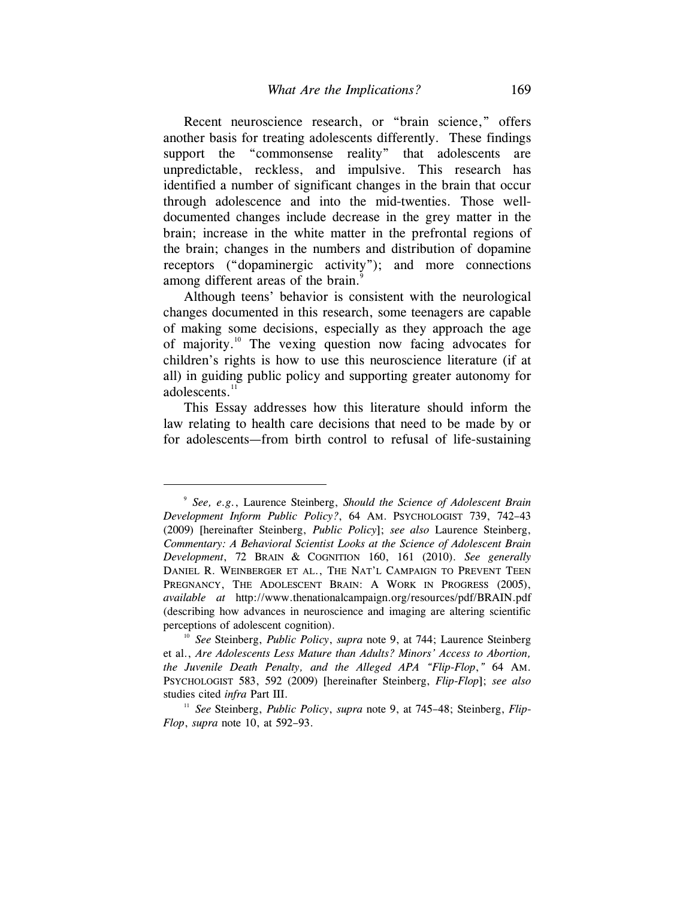Recent neuroscience research, or "brain science," offers another basis for treating adolescents differently. These findings support the "commonsense reality" that adolescents are unpredictable, reckless, and impulsive. This research has identified a number of significant changes in the brain that occur through adolescence and into the mid-twenties. Those well-documented changes include decrease in the grey matter in the brain; increase in the white matter in the prefrontal regions of the brain; changes in the numbers and distribution of dopamine receptors ("dopaminergic activity"); and more connections among different areas of the brain.[9]

Although teens' behavior is consistent with the neurological changes documented in this research, some teenagers are capable of making some decisions, especially as they approach the age of majority.[10] The vexing question now facing advocates for children's rights is how to use this neuroscience literature (if at all) in guiding public policy and supporting greater autonomy for adolescents.[11]

This Essay addresses how this literature should inform the law relating to health care decisions that need to be made by or for adolescents—from birth control to refusal of life-sustaining

---

[9] *See, e.g.*, Laurence Steinberg, *Should the Science of Adolescent Brain Development Inform Public Policy?*, 64 AM. PSYCHOLOGIST 739, 742–43 (2009) [hereinafter Steinberg, *Public Policy*]; *see also* Laurence Steinberg, *Commentary: A Behavioral Scientist Looks at the Science of Adolescent Brain Development*, 72 BRAIN & COGNITION 160, 161 (2010). *See generally* DANIEL R. WEINBERGER ET AL., THE NAT'L CAMPAIGN TO PREVENT TEEN PREGNANCY, THE ADOLESCENT BRAIN: A WORK IN PROGRESS (2005), *available at* http://www.thenationalcampaign.org/resources/pdf/BRAIN.pdf (describing how advances in neuroscience and imaging are altering scientific perceptions of adolescent cognition).

[10] *See* Steinberg, *Public Policy*, *supra* note 9, at 744; Laurence Steinberg et al., *Are Adolescents Less Mature than Adults? Minors' Access to Abortion, the Juvenile Death Penalty, and the Alleged APA "Flip-Flop*,*"* 64 AM. PSYCHOLOGIST 583, 592 (2009) [hereinafter Steinberg, *Flip-Flop*]; *see also* studies cited *infra* Part III.

[11] *See* Steinberg, *Public Policy*, *supra* note 9, at 745–48; Steinberg, *Flip-Flop*, *supra* note 10, at 592–93.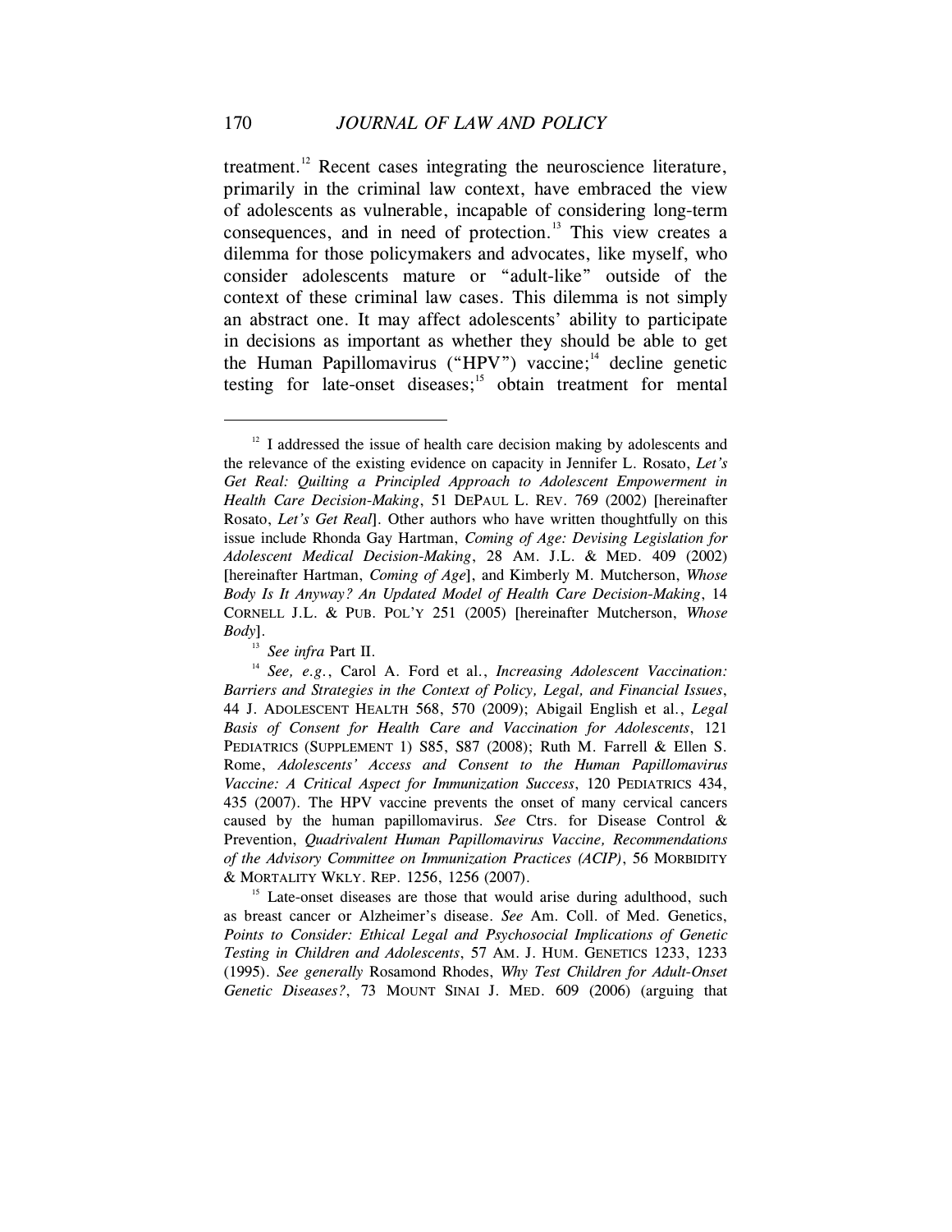treatment.[12] Recent cases integrating the neuroscience literature, primarily in the criminal law context, have embraced the view of adolescents as vulnerable, incapable of considering long-term consequences, and in need of protection.[13] This view creates a dilemma for those policymakers and advocates, like myself, who consider adolescents mature or "adult-like" outside of the context of these criminal law cases. This dilemma is not simply an abstract one. It may affect adolescents' ability to participate in decisions as important as whether they should be able to get the Human Papillomavirus ("HPV") vaccine;[14] decline genetic testing for late-onset diseases;[15] obtain treatment for mental

---

[12] I addressed the issue of health care decision making by adolescents and the relevance of the existing evidence on capacity in Jennifer L. Rosato, *Let's Get Real: Quilting a Principled Approach to Adolescent Empowerment in Health Care Decision-Making*, 51 DEPAUL L. REV. 769 (2002) [hereinafter Rosato, *Let's Get Real*]. Other authors who have written thoughtfully on this issue include Rhonda Gay Hartman, *Coming of Age: Devising Legislation for Adolescent Medical Decision-Making*, 28 AM. J.L. & MED. 409 (2002) [hereinafter Hartman, *Coming of Age*], and Kimberly M. Mutcherson, *Whose Body Is It Anyway? An Updated Model of Health Care Decision-Making*, 14 CORNELL J.L. & PUB. POL'Y 251 (2005) [hereinafter Mutcherson, *Whose Body*].

[13] *See infra* Part II.

[14] *See, e.g.*, Carol A. Ford et al., *Increasing Adolescent Vaccination: Barriers and Strategies in the Context of Policy, Legal, and Financial Issues*, 44 J. ADOLESCENT HEALTH 568, 570 (2009); Abigail English et al., *Legal Basis of Consent for Health Care and Vaccination for Adolescents*, 121 PEDIATRICS (SUPPLEMENT 1) S85, S87 (2008); Ruth M. Farrell & Ellen S. Rome, *Adolescents' Access and Consent to the Human Papillomavirus Vaccine: A Critical Aspect for Immunization Success*, 120 PEDIATRICS 434, 435 (2007). The HPV vaccine prevents the onset of many cervical cancers caused by the human papillomavirus. *See* Ctrs. for Disease Control & Prevention, *Quadrivalent Human Papillomavirus Vaccine, Recommendations of the Advisory Committee on Immunization Practices (ACIP)*, 56 MORBIDITY & MORTALITY WKLY. REP. 1256, 1256 (2007).

[15] Late-onset diseases are those that would arise during adulthood, such as breast cancer or Alzheimer's disease. *See* Am. Coll. of Med. Genetics, *Points to Consider: Ethical Legal and Psychosocial Implications of Genetic Testing in Children and Adolescents*, 57 AM. J. HUM. GENETICS 1233, 1233 (1995). *See generally* Rosamond Rhodes, *Why Test Children for Adult-Onset Genetic Diseases?*, 73 MOUNT SINAI J. MED. 609 (2006) (arguing that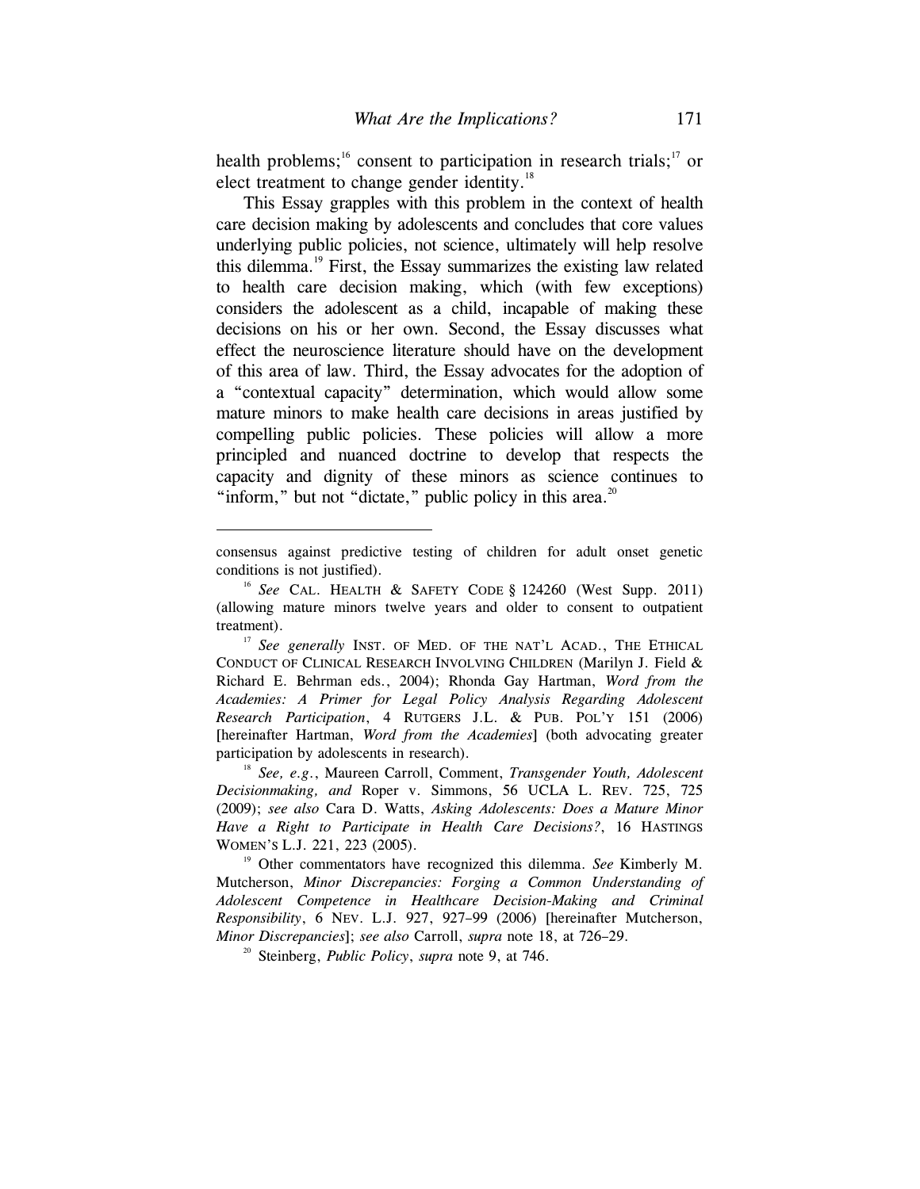health problems;[16] consent to participation in research trials;[17] or elect treatment to change gender identity.[18]

This Essay grapples with this problem in the context of health care decision making by adolescents and concludes that core values underlying public policies, not science, ultimately will help resolve this dilemma.[19] First, the Essay summarizes the existing law related to health care decision making, which (with few exceptions) considers the adolescent as a child, incapable of making these decisions on his or her own. Second, the Essay discusses what effect the neuroscience literature should have on the development of this area of law. Third, the Essay advocates for the adoption of a "contextual capacity" determination, which would allow some mature minors to make health care decisions in areas justified by compelling public policies. These policies will allow a more principled and nuanced doctrine to develop that respects the capacity and dignity of these minors as science continues to "inform," but not "dictate," public policy in this area.[20]

---

consensus against predictive testing of children for adult onset genetic conditions is not justified).

[16] *See* CAL. HEALTH & SAFETY CODE § 124260 (West Supp. 2011) (allowing mature minors twelve years and older to consent to outpatient treatment).

[17] *See generally* INST. OF MED. OF THE NAT'L ACAD., THE ETHICAL CONDUCT OF CLINICAL RESEARCH INVOLVING CHILDREN (Marilyn J. Field & Richard E. Behrman eds., 2004); Rhonda Gay Hartman, *Word from the Academies: A Primer for Legal Policy Analysis Regarding Adolescent Research Participation*, 4 RUTGERS J.L. & PUB. POL'Y 151 (2006) [hereinafter Hartman, *Word from the Academies*] (both advocating greater participation by adolescents in research).

[18] *See, e.g.*, Maureen Carroll, Comment, *Transgender Youth, Adolescent Decisionmaking, and* Roper v. Simmons, 56 UCLA L. REV. 725, 725 (2009); *see also* Cara D. Watts, *Asking Adolescents: Does a Mature Minor Have a Right to Participate in Health Care Decisions?*, 16 HASTINGS WOMEN'S L.J. 221, 223 (2005).

[19] Other commentators have recognized this dilemma. *See* Kimberly M. Mutcherson, *Minor Discrepancies: Forging a Common Understanding of Adolescent Competence in Healthcare Decision-Making and Criminal Responsibility*, 6 NEV. L.J. 927, 927–99 (2006) [hereinafter Mutcherson, *Minor Discrepancies*]; *see also* Carroll, *supra* note 18, at 726–29.

[20] Steinberg, *Public Policy*, *supra* note 9, at 746.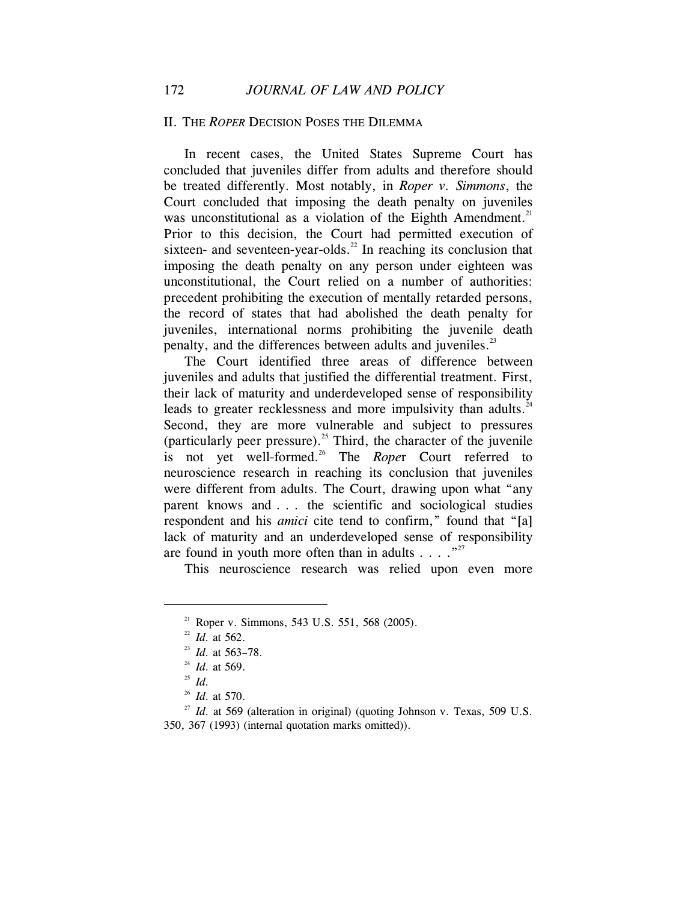## II. THE *ROPER* DECISION POSES THE DILEMMA

In recent cases, the United States Supreme Court has concluded that juveniles differ from adults and therefore should be treated differently. Most notably, in *Roper v. Simmons*, the Court concluded that imposing the death penalty on juveniles was unconstitutional as a violation of the Eighth Amendment.[21] Prior to this decision, the Court had permitted execution of sixteen- and seventeen-year-olds.[22] In reaching its conclusion that imposing the death penalty on any person under eighteen was unconstitutional, the Court relied on a number of authorities: precedent prohibiting the execution of mentally retarded persons, the record of states that had abolished the death penalty for juveniles, international norms prohibiting the juvenile death penalty, and the differences between adults and juveniles.[23]

The Court identified three areas of difference between juveniles and adults that justified the differential treatment. First, their lack of maturity and underdeveloped sense of responsibility leads to greater recklessness and more impulsivity than adults.[24] Second, they are more vulnerable and subject to pressures (particularly peer pressure).[25] Third, the character of the juvenile is not yet well-formed.[26] The *Roper* Court referred to neuroscience research in reaching its conclusion that juveniles were different from adults. The Court, drawing upon what "any parent knows and . . . the scientific and sociological studies respondent and his *amici* cite tend to confirm," found that "[a] lack of maturity and an underdeveloped sense of responsibility are found in youth more often than in adults . . . ."[27]

This neuroscience research was relied upon even more

---

[21] Roper v. Simmons, 543 U.S. 551, 568 (2005).

[22] *Id.* at 562.

[23] *Id.* at 563–78.

[24] *Id.* at 569.

[25] *Id.*

[26] *Id.* at 570.

[27] *Id.* at 569 (alteration in original) (quoting Johnson v. Texas, 509 U.S. 350, 367 (1993) (internal quotation marks omitted)).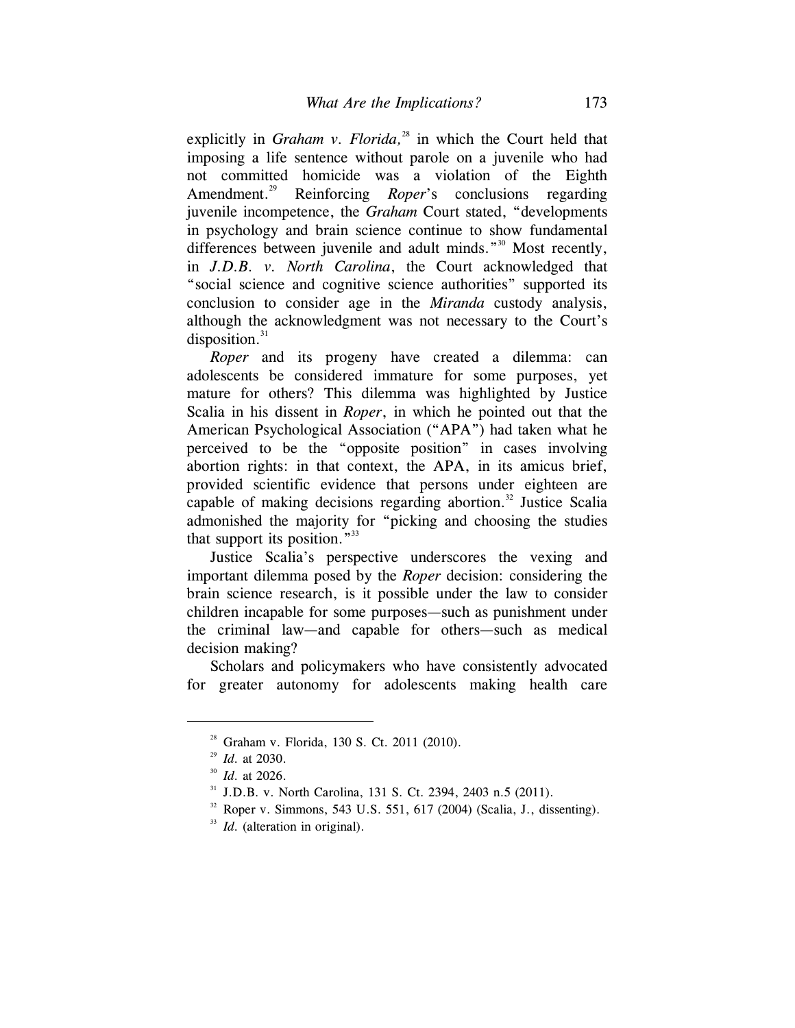explicitly in *Graham v. Florida,*[28] in which the Court held that imposing a life sentence without parole on a juvenile who had not committed homicide was a violation of the Eighth Amendment.[29] Reinforcing *Roper*'s conclusions regarding juvenile incompetence, the *Graham* Court stated, "developments in psychology and brain science continue to show fundamental differences between juvenile and adult minds."[30] Most recently, in *J.D.B. v. North Carolina*, the Court acknowledged that "social science and cognitive science authorities" supported its conclusion to consider age in the *Miranda* custody analysis, although the acknowledgment was not necessary to the Court's disposition.[31]

*Roper* and its progeny have created a dilemma: can adolescents be considered immature for some purposes, yet mature for others? This dilemma was highlighted by Justice Scalia in his dissent in *Roper*, in which he pointed out that the American Psychological Association ("APA") had taken what he perceived to be the "opposite position" in cases involving abortion rights: in that context, the APA, in its amicus brief, provided scientific evidence that persons under eighteen are capable of making decisions regarding abortion.[32] Justice Scalia admonished the majority for "picking and choosing the studies that support its position."[33]

Justice Scalia's perspective underscores the vexing and important dilemma posed by the *Roper* decision: considering the brain science research, is it possible under the law to consider children incapable for some purposes—such as punishment under the criminal law—and capable for others—such as medical decision making?

Scholars and policymakers who have consistently advocated for greater autonomy for adolescents making health care

---

[28] Graham v. Florida, 130 S. Ct. 2011 (2010).

[29] *Id.* at 2030.

[30] *Id.* at 2026.

[31] J.D.B. v. North Carolina, 131 S. Ct. 2394, 2403 n.5 (2011).

[32] Roper v. Simmons, 543 U.S. 551, 617 (2004) (Scalia, J., dissenting).

[33] *Id.* (alteration in original).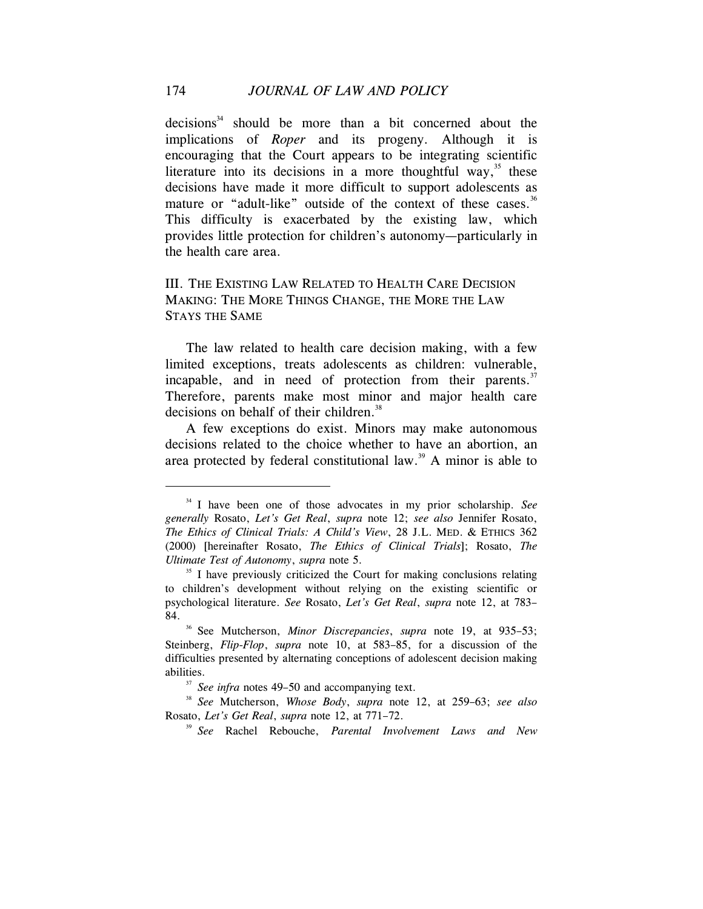decisions[34] should be more than a bit concerned about the implications of *Roper* and its progeny. Although it is encouraging that the Court appears to be integrating scientific literature into its decisions in a more thoughtful way,[35] these decisions have made it more difficult to support adolescents as mature or "adult-like" outside of the context of these cases.[36] This difficulty is exacerbated by the existing law, which provides little protection for children's autonomy—particularly in the health care area.

## III. The Existing Law Related to Health Care Decision Making: The More Things Change, the More the Law Stays the Same

The law related to health care decision making, with a few limited exceptions, treats adolescents as children: vulnerable, incapable, and in need of protection from their parents.[37] Therefore, parents make most minor and major health care decisions on behalf of their children.[38]

A few exceptions do exist. Minors may make autonomous decisions related to the choice whether to have an abortion, an area protected by federal constitutional law.[39] A minor is able to

---

[34] I have been one of those advocates in my prior scholarship. *See generally* Rosato, *Let's Get Real*, *supra* note 12; *see also* Jennifer Rosato, *The Ethics of Clinical Trials: A Child's View*, 28 J.L. MED. & ETHICS 362 (2000) [hereinafter Rosato, *The Ethics of Clinical Trials*]; Rosato, *The Ultimate Test of Autonomy*, *supra* note 5.

[35] I have previously criticized the Court for making conclusions relating to children's development without relying on the existing scientific or psychological literature. *See* Rosato, *Let's Get Real*, *supra* note 12, at 783–84.

[36] See Mutcherson, *Minor Discrepancies*, *supra* note 19, at 935–53; Steinberg, *Flip-Flop*, *supra* note 10, at 583–85, for a discussion of the difficulties presented by alternating conceptions of adolescent decision making abilities.

[37] *See infra* notes 49–50 and accompanying text.

[38] *See* Mutcherson, *Whose Body*, *supra* note 12, at 259–63; *see also* Rosato, *Let's Get Real*, *supra* note 12, at 771–72.

[39] *See* Rachel Rebouche, *Parental Involvement Laws and New*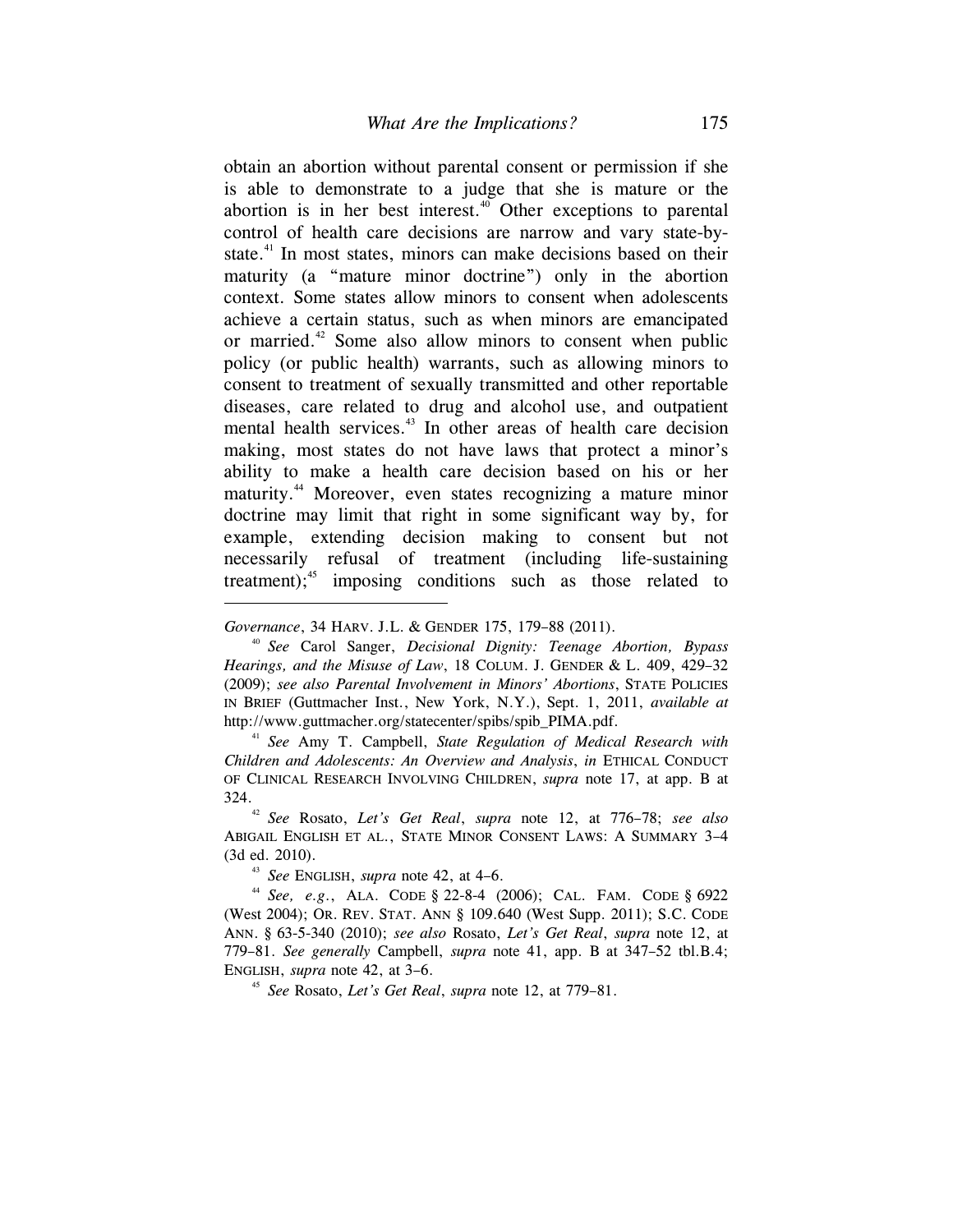obtain an abortion without parental consent or permission if she is able to demonstrate to a judge that she is mature or the abortion is in her best interest.[40] Other exceptions to parental control of health care decisions are narrow and vary state-by-state.[41] In most states, minors can make decisions based on their maturity (a "mature minor doctrine") only in the abortion context. Some states allow minors to consent when adolescents achieve a certain status, such as when minors are emancipated or married.[42] Some also allow minors to consent when public policy (or public health) warrants, such as allowing minors to consent to treatment of sexually transmitted and other reportable diseases, care related to drug and alcohol use, and outpatient mental health services.[43] In other areas of health care decision making, most states do not have laws that protect a minor's ability to make a health care decision based on his or her maturity.[44] Moreover, even states recognizing a mature minor doctrine may limit that right in some significant way by, for example, extending decision making to consent but not necessarily refusal of treatment (including life-sustaining treatment);[45] imposing conditions such as those related to

---

*Governance*, 34 HARV. J.L. & GENDER 175, 179–88 (2011).

[40] *See* Carol Sanger, *Decisional Dignity: Teenage Abortion, Bypass Hearings, and the Misuse of Law*, 18 COLUM. J. GENDER & L. 409, 429–32 (2009); *see also Parental Involvement in Minors' Abortions*, STATE POLICIES IN BRIEF (Guttmacher Inst., New York, N.Y.), Sept. 1, 2011, *available at* http://www.guttmacher.org/statecenter/spibs/spib_PIMA.pdf.

[41] *See* Amy T. Campbell, *State Regulation of Medical Research with Children and Adolescents: An Overview and Analysis*, *in* ETHICAL CONDUCT OF CLINICAL RESEARCH INVOLVING CHILDREN, *supra* note 17, at app. B at 324.

[42] *See* Rosato, *Let's Get Real*, *supra* note 12, at 776–78; *see also* ABIGAIL ENGLISH ET AL., STATE MINOR CONSENT LAWS: A SUMMARY 3–4 (3d ed. 2010).

[43] *See* ENGLISH, *supra* note 42, at 4–6.

[44] *See, e.g.*, ALA. CODE § 22-8-4 (2006); CAL. FAM. CODE § 6922 (West 2004); OR. REV. STAT. ANN § 109.640 (West Supp. 2011); S.C. CODE ANN. § 63-5-340 (2010); *see also* Rosato, *Let's Get Real*, *supra* note 12, at 779–81. *See generally* Campbell, *supra* note 41, app. B at 347–52 tbl.B.4; ENGLISH, *supra* note 42, at 3–6.

[45] *See* Rosato, *Let's Get Real*, *supra* note 12, at 779–81.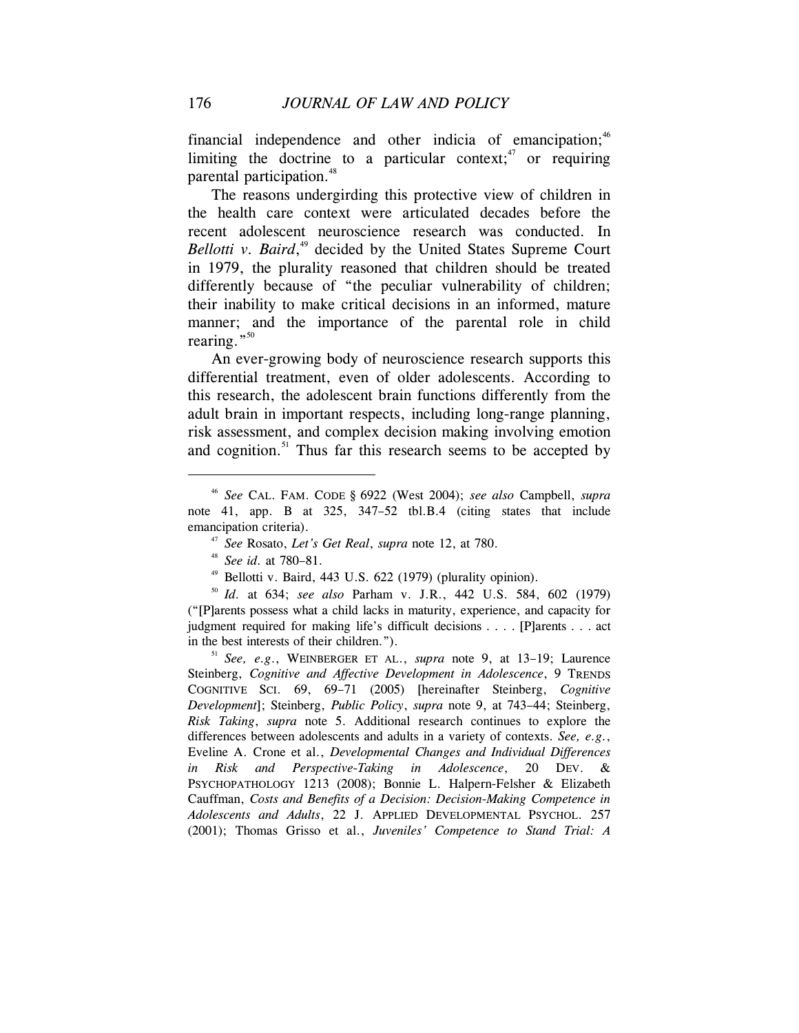financial independence and other indicia of emancipation;[46] limiting the doctrine to a particular context;[47] or requiring parental participation.[48]

The reasons undergirding this protective view of children in the health care context were articulated decades before the recent adolescent neuroscience research was conducted. In *Bellotti v. Baird*,[49] decided by the United States Supreme Court in 1979, the plurality reasoned that children should be treated differently because of "the peculiar vulnerability of children; their inability to make critical decisions in an informed, mature manner; and the importance of the parental role in child rearing."[50]

An ever-growing body of neuroscience research supports this differential treatment, even of older adolescents. According to this research, the adolescent brain functions differently from the adult brain in important respects, including long-range planning, risk assessment, and complex decision making involving emotion and cognition.[51] Thus far this research seems to be accepted by

---

[46] *See* CAL. FAM. CODE § 6922 (West 2004); *see also* Campbell, *supra* note 41, app. B at 325, 347–52 tbl.B.4 (citing states that include emancipation criteria).

[47] *See* Rosato, *Let's Get Real*, *supra* note 12, at 780.

[48] *See id.* at 780–81.

[49] Bellotti v. Baird, 443 U.S. 622 (1979) (plurality opinion).

[50] *Id.* at 634; *see also* Parham v. J.R., 442 U.S. 584, 602 (1979) ("[P]arents possess what a child lacks in maturity, experience, and capacity for judgment required for making life's difficult decisions . . . . [P]arents . . . act in the best interests of their children.").

[51] *See, e.g.*, WEINBERGER ET AL., *supra* note 9, at 13–19; Laurence Steinberg, *Cognitive and Affective Development in Adolescence*, 9 TRENDS COGNITIVE SCI. 69, 69–71 (2005) [hereinafter Steinberg, *Cognitive Development*]; Steinberg, *Public Policy*, *supra* note 9, at 743–44; Steinberg, *Risk Taking*, *supra* note 5. Additional research continues to explore the differences between adolescents and adults in a variety of contexts. *See, e.g.*, Eveline A. Crone et al., *Developmental Changes and Individual Differences in Risk and Perspective-Taking in Adolescence*, 20 DEV. & PSYCHOPATHOLOGY 1213 (2008); Bonnie L. Halpern-Felsher & Elizabeth Cauffman, *Costs and Benefits of a Decision: Decision-Making Competence in Adolescents and Adults*, 22 J. APPLIED DEVELOPMENTAL PSYCHOL. 257 (2001); Thomas Grisso et al., *Juveniles' Competence to Stand Trial: A*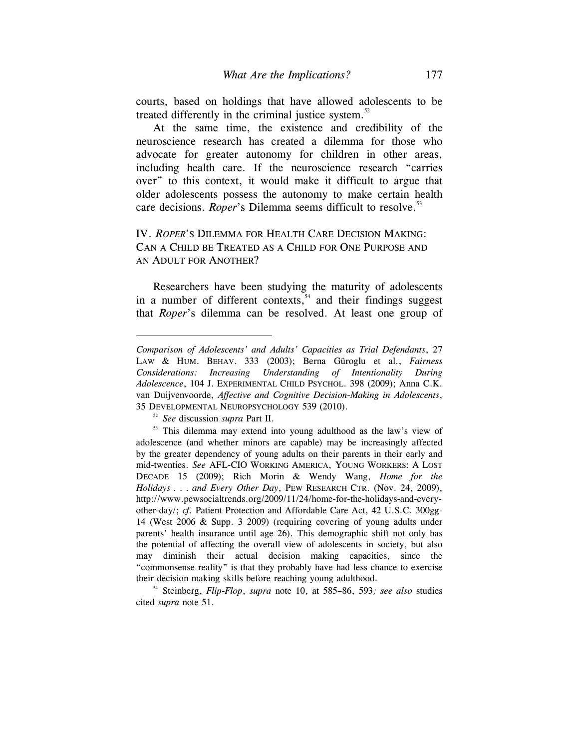courts, based on holdings that have allowed adolescents to be treated differently in the criminal justice system.[52]

At the same time, the existence and credibility of the neuroscience research has created a dilemma for those who advocate for greater autonomy for children in other areas, including health care. If the neuroscience research "carries over" to this context, it would make it difficult to argue that older adolescents possess the autonomy to make certain health care decisions. *Roper*'s Dilemma seems difficult to resolve.[53]

## IV. *ROPER*'S DILEMMA FOR HEALTH CARE DECISION MAKING: CAN A CHILD BE TREATED AS A CHILD FOR ONE PURPOSE AND AN ADULT FOR ANOTHER?

Researchers have been studying the maturity of adolescents in a number of different contexts,[54] and their findings suggest that *Roper*'s dilemma can be resolved. At least one group of

---

*Comparison of Adolescents' and Adults' Capacities as Trial Defendants*, 27 LAW & HUM. BEHAV. 333 (2003); Berna Güroglu et al., *Fairness Considerations: Increasing Understanding of Intentionality During Adolescence*, 104 J. EXPERIMENTAL CHILD PSYCHOL. 398 (2009); Anna C.K. van Duijvenvoorde, *Affective and Cognitive Decision-Making in Adolescents*, 35 DEVELOPMENTAL NEUROPSYCHOLOGY 539 (2010).

[52] *See* discussion *supra* Part II.

[53] This dilemma may extend into young adulthood as the law's view of adolescence (and whether minors are capable) may be increasingly affected by the greater dependency of young adults on their parents in their early and mid-twenties. *See* AFL-CIO WORKING AMERICA, YOUNG WORKERS: A LOST DECADE 15 (2009); Rich Morin & Wendy Wang, *Home for the Holidays . . . and Every Other Day*, PEW RESEARCH CTR. (Nov. 24, 2009), http://www.pewsocialtrends.org/2009/11/24/home-for-the-holidays-and-every-other-day/; *cf.* Patient Protection and Affordable Care Act, 42 U.S.C. 300gg-14 (West 2006 & Supp. 3 2009) (requiring covering of young adults under parents' health insurance until age 26). This demographic shift not only has the potential of affecting the overall view of adolescents in society, but also may diminish their actual decision making capacities, since the "commonsense reality" is that they probably have had less chance to exercise their decision making skills before reaching young adulthood.

[54] Steinberg, *Flip-Flop*, *supra* note 10, at 585–86, 593*; see also* studies cited *supra* note 51.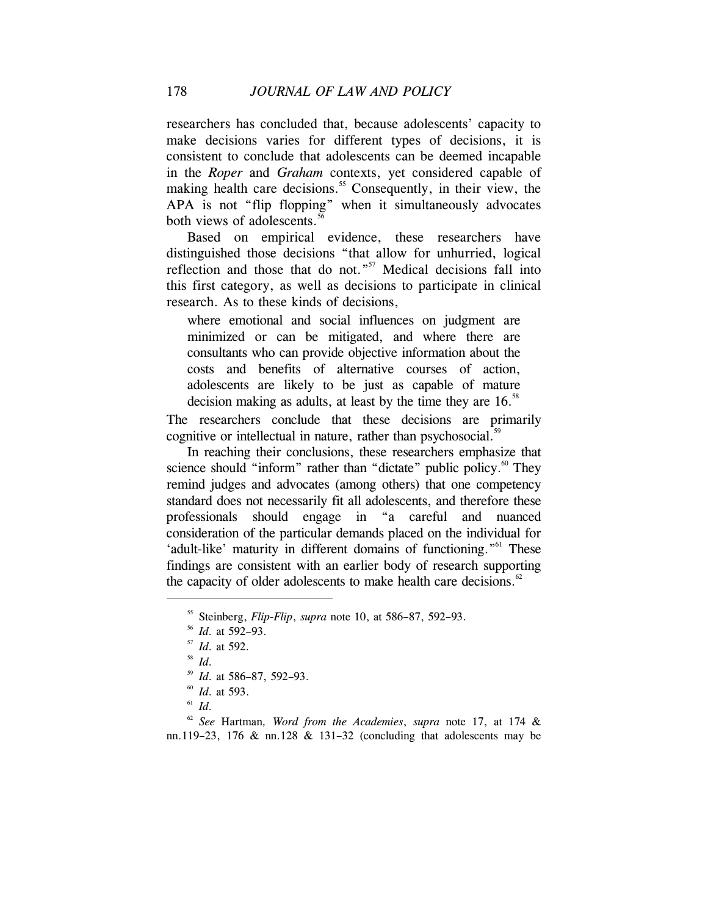researchers has concluded that, because adolescents' capacity to make decisions varies for different types of decisions, it is consistent to conclude that adolescents can be deemed incapable in the *Roper* and *Graham* contexts, yet considered capable of making health care decisions.[55] Consequently, in their view, the APA is not "flip flopping" when it simultaneously advocates both views of adolescents.[56]

Based on empirical evidence, these researchers have distinguished those decisions "that allow for unhurried, logical reflection and those that do not."[57] Medical decisions fall into this first category, as well as decisions to participate in clinical research. As to these kinds of decisions,

> where emotional and social influences on judgment are minimized or can be mitigated, and where there are consultants who can provide objective information about the costs and benefits of alternative courses of action, adolescents are likely to be just as capable of mature decision making as adults, at least by the time they are 16.[58]

The researchers conclude that these decisions are primarily cognitive or intellectual in nature, rather than psychosocial.[59]

In reaching their conclusions, these researchers emphasize that science should "inform" rather than "dictate" public policy.[60] They remind judges and advocates (among others) that one competency standard does not necessarily fit all adolescents, and therefore these professionals should engage in "a careful and nuanced consideration of the particular demands placed on the individual for 'adult-like' maturity in different domains of functioning."[61] These findings are consistent with an earlier body of research supporting the capacity of older adolescents to make health care decisions.[62]

---

[55] Steinberg, *Flip-Flip*, *supra* note 10, at 586–87, 592–93.

[56] *Id.* at 592–93.

[57] *Id.* at 592.

[58] *Id.*

[59] *Id.* at 586–87, 592–93.

[60] *Id.* at 593.

[61] *Id.*

[62] *See* Hartman, *Word from the Academies*, *supra* note 17, at 174 & nn.119–23, 176 & nn.128 & 131–32 (concluding that adolescents may be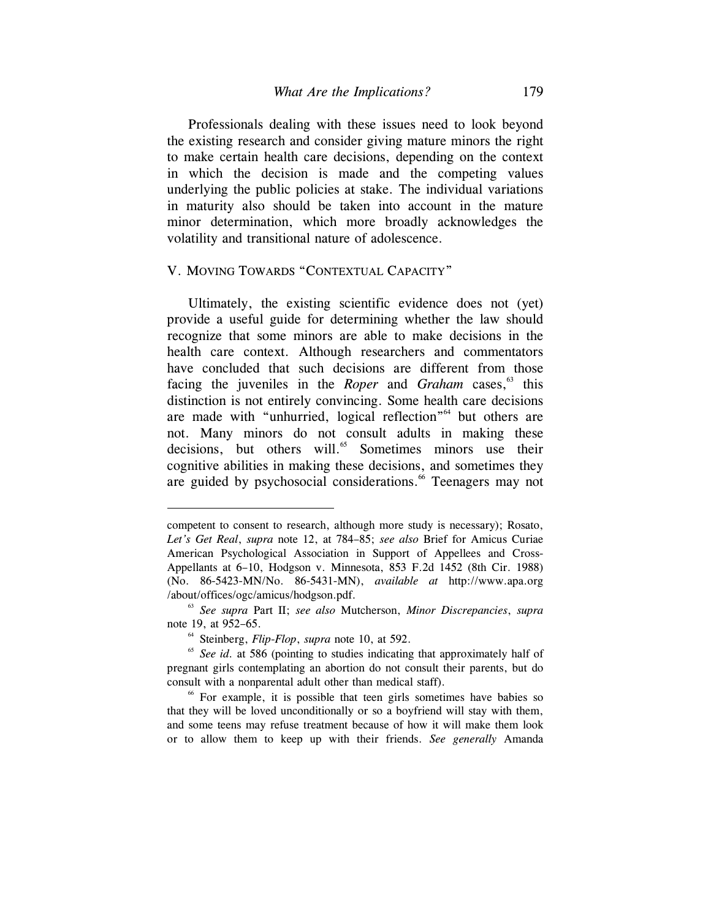Professionals dealing with these issues need to look beyond the existing research and consider giving mature minors the right to make certain health care decisions, depending on the context in which the decision is made and the competing values underlying the public policies at stake. The individual variations in maturity also should be taken into account in the mature minor determination, which more broadly acknowledges the volatility and transitional nature of adolescence.

## V. Moving Towards "Contextual Capacity"

Ultimately, the existing scientific evidence does not (yet) provide a useful guide for determining whether the law should recognize that some minors are able to make decisions in the health care context. Although researchers and commentators have concluded that such decisions are different from those facing the juveniles in the *Roper* and *Graham* cases,[63] this distinction is not entirely convincing. Some health care decisions are made with "unhurried, logical reflection"[64] but others are not. Many minors do not consult adults in making these decisions, but others will.[65] Sometimes minors use their cognitive abilities in making these decisions, and sometimes they are guided by psychosocial considerations.[66] Teenagers may not

---

competent to consent to research, although more study is necessary); Rosato, *Let's Get Real*, *supra* note 12, at 784–85; *see also* Brief for Amicus Curiae American Psychological Association in Support of Appellees and Cross-Appellants at 6–10, Hodgson v. Minnesota, 853 F.2d 1452 (8th Cir. 1988) (No. 86-5423-MN/No. 86-5431-MN), *available at* http://www.apa.org/about/offices/ogc/amicus/hodgson.pdf.

[63] *See supra* Part II; *see also* Mutcherson, *Minor Discrepancies*, *supra* note 19, at 952–65.

[64] Steinberg, *Flip-Flop*, *supra* note 10, at 592.

[65] *See id.* at 586 (pointing to studies indicating that approximately half of pregnant girls contemplating an abortion do not consult their parents, but do consult with a nonparental adult other than medical staff).

[66] For example, it is possible that teen girls sometimes have babies so that they will be loved unconditionally or so a boyfriend will stay with them, and some teens may refuse treatment because of how it will make them look or to allow them to keep up with their friends. *See generally* Amanda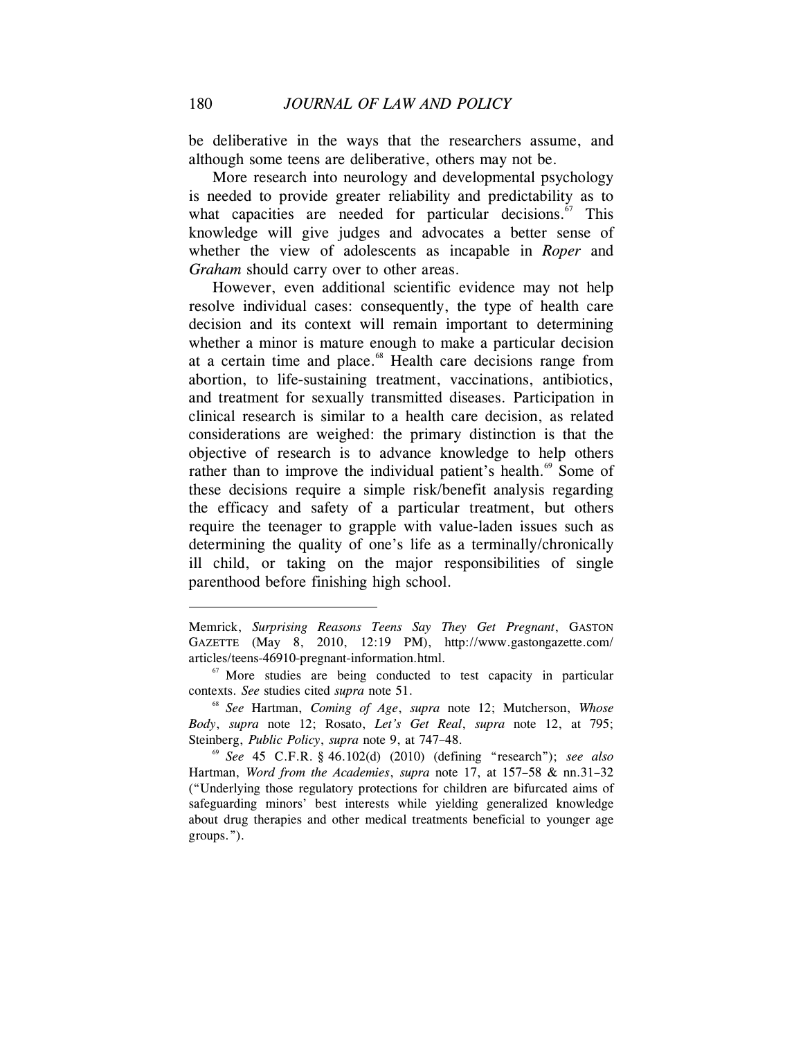be deliberative in the ways that the researchers assume, and although some teens are deliberative, others may not be.

More research into neurology and developmental psychology is needed to provide greater reliability and predictability as to what capacities are needed for particular decisions.[67] This knowledge will give judges and advocates a better sense of whether the view of adolescents as incapable in *Roper* and *Graham* should carry over to other areas.

However, even additional scientific evidence may not help resolve individual cases: consequently, the type of health care decision and its context will remain important to determining whether a minor is mature enough to make a particular decision at a certain time and place.[68] Health care decisions range from abortion, to life-sustaining treatment, vaccinations, antibiotics, and treatment for sexually transmitted diseases. Participation in clinical research is similar to a health care decision, as related considerations are weighed: the primary distinction is that the objective of research is to advance knowledge to help others rather than to improve the individual patient's health.[69] Some of these decisions require a simple risk/benefit analysis regarding the efficacy and safety of a particular treatment, but others require the teenager to grapple with value-laden issues such as determining the quality of one's life as a terminally/chronically ill child, or taking on the major responsibilities of single parenthood before finishing high school.

---

Memrick, *Surprising Reasons Teens Say They Get Pregnant*, GASTON GAZETTE (May 8, 2010, 12:19 PM), http://www.gastongazette.com/articles/teens-46910-pregnant-information.html.

[67] More studies are being conducted to test capacity in particular contexts. *See* studies cited *supra* note 51.

[68] *See* Hartman, *Coming of Age*, *supra* note 12; Mutcherson, *Whose Body*, *supra* note 12; Rosato, *Let's Get Real*, *supra* note 12, at 795; Steinberg, *Public Policy*, *supra* note 9, at 747–48.

[69] *See* 45 C.F.R. § 46.102(d) (2010) (defining "research"); *see also* Hartman, *Word from the Academies*, *supra* note 17, at 157–58 & nn.31–32 ("Underlying those regulatory protections for children are bifurcated aims of safeguarding minors' best interests while yielding generalized knowledge about drug therapies and other medical treatments beneficial to younger age groups.").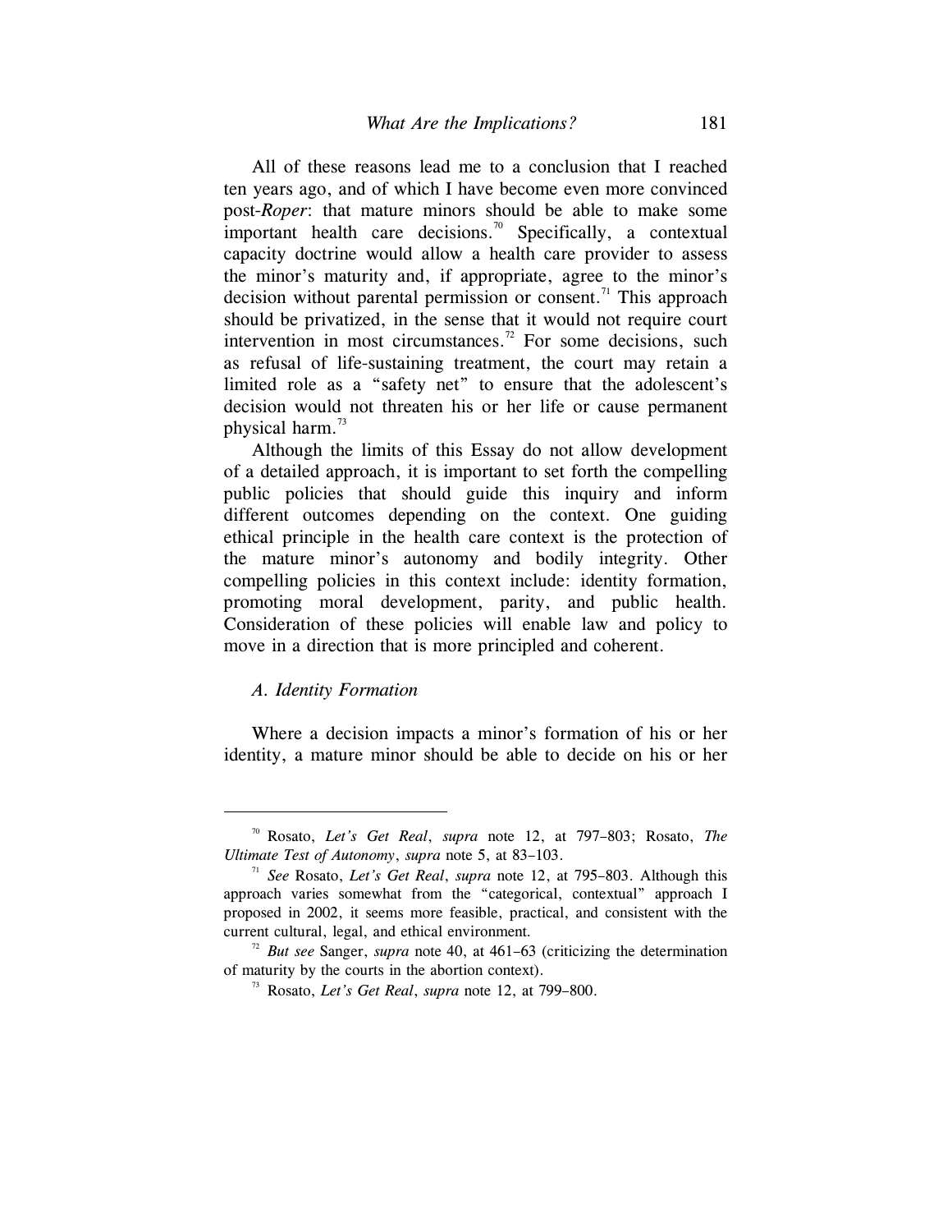All of these reasons lead me to a conclusion that I reached ten years ago, and of which I have become even more convinced post-*Roper*: that mature minors should be able to make some important health care decisions.[70] Specifically, a contextual capacity doctrine would allow a health care provider to assess the minor's maturity and, if appropriate, agree to the minor's decision without parental permission or consent.[71] This approach should be privatized, in the sense that it would not require court intervention in most circumstances.[72] For some decisions, such as refusal of life-sustaining treatment, the court may retain a limited role as a "safety net" to ensure that the adolescent's decision would not threaten his or her life or cause permanent physical harm.[73]

Although the limits of this Essay do not allow development of a detailed approach, it is important to set forth the compelling public policies that should guide this inquiry and inform different outcomes depending on the context. One guiding ethical principle in the health care context is the protection of the mature minor's autonomy and bodily integrity. Other compelling policies in this context include: identity formation, promoting moral development, parity, and public health. Consideration of these policies will enable law and policy to move in a direction that is more principled and coherent.

### *A. Identity Formation*

Where a decision impacts a minor's formation of his or her identity, a mature minor should be able to decide on his or her

---

[70] Rosato, *Let's Get Real*, *supra* note 12, at 797–803; Rosato, *The Ultimate Test of Autonomy*, *supra* note 5, at 83–103.

[71] *See* Rosato, *Let's Get Real*, *supra* note 12, at 795–803. Although this approach varies somewhat from the "categorical, contextual" approach I proposed in 2002, it seems more feasible, practical, and consistent with the current cultural, legal, and ethical environment.

[72] *But see* Sanger, *supra* note 40, at 461–63 (criticizing the determination of maturity by the courts in the abortion context).

[73] Rosato, *Let's Get Real*, *supra* note 12, at 799–800.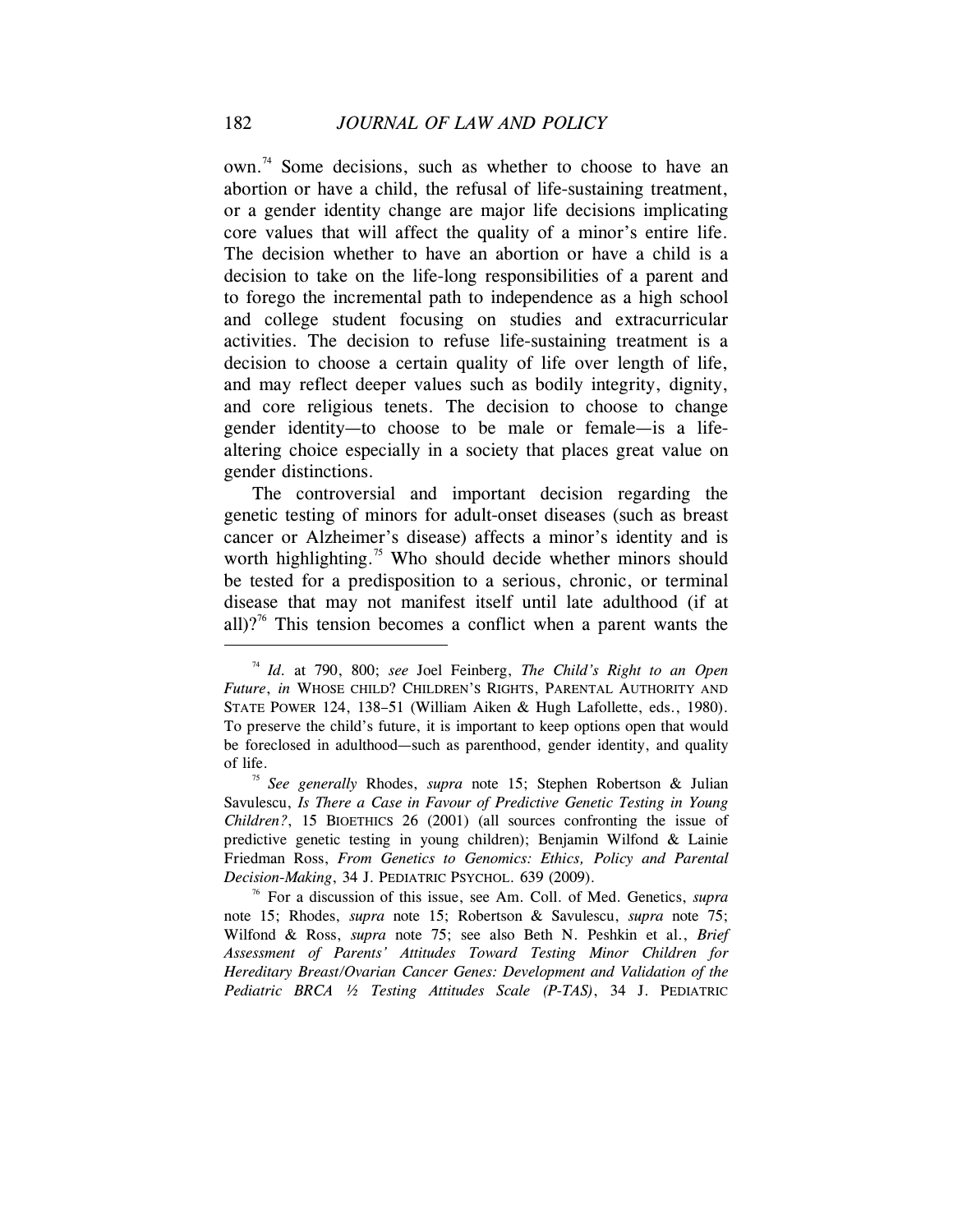own.[74] Some decisions, such as whether to choose to have an abortion or have a child, the refusal of life-sustaining treatment, or a gender identity change are major life decisions implicating core values that will affect the quality of a minor's entire life. The decision whether to have an abortion or have a child is a decision to take on the life-long responsibilities of a parent and to forego the incremental path to independence as a high school and college student focusing on studies and extracurricular activities. The decision to refuse life-sustaining treatment is a decision to choose a certain quality of life over length of life, and may reflect deeper values such as bodily integrity, dignity, and core religious tenets. The decision to choose to change gender identity—to choose to be male or female—is a life-altering choice especially in a society that places great value on gender distinctions.

The controversial and important decision regarding the genetic testing of minors for adult-onset diseases (such as breast cancer or Alzheimer's disease) affects a minor's identity and is worth highlighting.[75] Who should decide whether minors should be tested for a predisposition to a serious, chronic, or terminal disease that may not manifest itself until late adulthood (if at all)?[76] This tension becomes a conflict when a parent wants the

---

[74] *Id.* at 790, 800; *see* Joel Feinberg, *The Child's Right to an Open Future*, *in* WHOSE CHILD? CHILDREN'S RIGHTS, PARENTAL AUTHORITY AND STATE POWER 124, 138–51 (William Aiken & Hugh Lafollette, eds., 1980). To preserve the child's future, it is important to keep options open that would be foreclosed in adulthood—such as parenthood, gender identity, and quality of life.

[75] *See generally* Rhodes, *supra* note 15; Stephen Robertson & Julian Savulescu, *Is There a Case in Favour of Predictive Genetic Testing in Young Children?*, 15 BIOETHICS 26 (2001) (all sources confronting the issue of predictive genetic testing in young children); Benjamin Wilfond & Lainie Friedman Ross, *From Genetics to Genomics: Ethics, Policy and Parental Decision-Making*, 34 J. PEDIATRIC PSYCHOL. 639 (2009).

[76] For a discussion of this issue, see Am. Coll. of Med. Genetics, *supra* note 15; Rhodes, *supra* note 15; Robertson & Savulescu, *supra* note 75; Wilfond & Ross, *supra* note 75; see also Beth N. Peshkin et al., *Brief Assessment of Parents' Attitudes Toward Testing Minor Children for Hereditary Breast/Ovarian Cancer Genes: Development and Validation of the Pediatric BRCA ½ Testing Attitudes Scale (P-TAS)*, 34 J. PEDIATRIC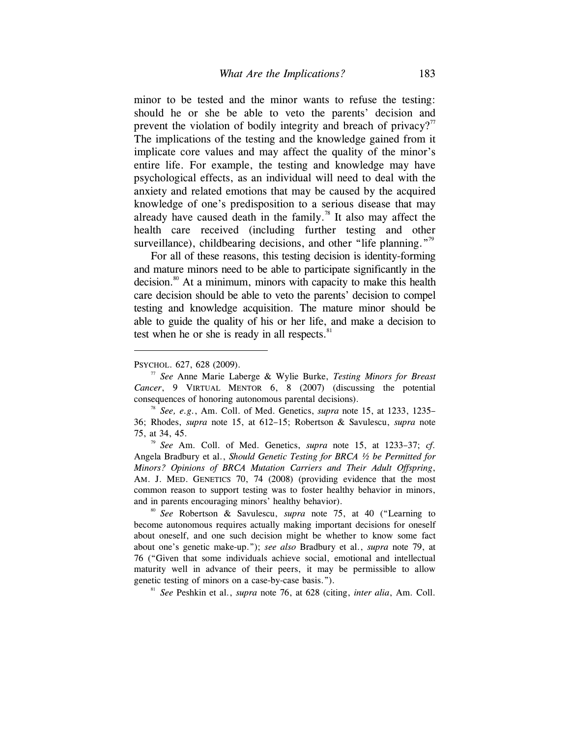minor to be tested and the minor wants to refuse the testing: should he or she be able to veto the parents' decision and prevent the violation of bodily integrity and breach of privacy?[77] The implications of the testing and the knowledge gained from it implicate core values and may affect the quality of the minor's entire life. For example, the testing and knowledge may have psychological effects, as an individual will need to deal with the anxiety and related emotions that may be caused by the acquired knowledge of one's predisposition to a serious disease that may already have caused death in the family.[78] It also may affect the health care received (including further testing and other surveillance), childbearing decisions, and other "life planning."[79]

For all of these reasons, this testing decision is identity-forming and mature minors need to be able to participate significantly in the decision.[80] At a minimum, minors with capacity to make this health care decision should be able to veto the parents' decision to compel testing and knowledge acquisition. The mature minor should be able to guide the quality of his or her life, and make a decision to test when he or she is ready in all respects.[81]

---

PSYCHOL. 627, 628 (2009).

[77] *See* Anne Marie Laberge & Wylie Burke, *Testing Minors for Breast Cancer*, 9 VIRTUAL MENTOR 6, 8 (2007) (discussing the potential consequences of honoring autonomous parental decisions).

[78] *See, e.g.*, Am. Coll. of Med. Genetics, *supra* note 15, at 1233, 1235–36; Rhodes, *supra* note 15, at 612–15; Robertson & Savulescu, *supra* note 75, at 34, 45.

[79] *See* Am. Coll. of Med. Genetics, *supra* note 15, at 1233–37; *cf.* Angela Bradbury et al., *Should Genetic Testing for BRCA ½ be Permitted for Minors? Opinions of BRCA Mutation Carriers and Their Adult Offspring*, AM. J. MED. GENETICS 70, 74 (2008) (providing evidence that the most common reason to support testing was to foster healthy behavior in minors, and in parents encouraging minors' healthy behavior).

[80] *See* Robertson & Savulescu, *supra* note 75, at 40 ("Learning to become autonomous requires actually making important decisions for oneself about oneself, and one such decision might be whether to know some fact about one's genetic make-up."); *see also* Bradbury et al., *supra* note 79, at 76 ("Given that some individuals achieve social, emotional and intellectual maturity well in advance of their peers, it may be permissible to allow genetic testing of minors on a case-by-case basis.").

[81] *See* Peshkin et al., *supra* note 76, at 628 (citing, *inter alia*, Am. Coll.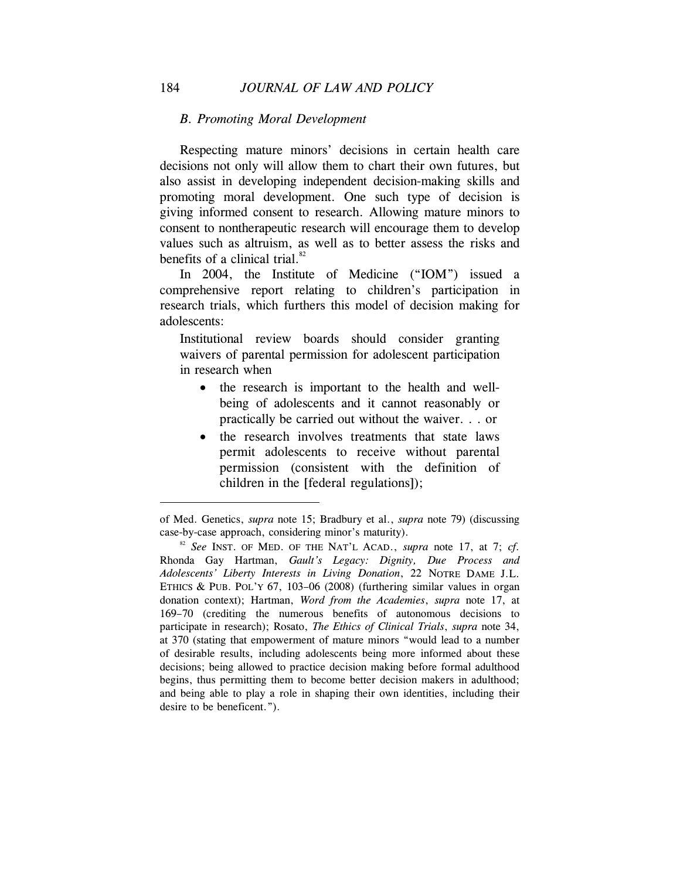### *B. Promoting Moral Development*

Respecting mature minors' decisions in certain health care decisions not only will allow them to chart their own futures, but also assist in developing independent decision-making skills and promoting moral development. One such type of decision is giving informed consent to research. Allowing mature minors to consent to nontherapeutic research will encourage them to develop values such as altruism, as well as to better assess the risks and benefits of a clinical trial.[82]

In 2004, the Institute of Medicine ("IOM") issued a comprehensive report relating to children's participation in research trials, which furthers this model of decision making for adolescents:

> Institutional review boards should consider granting waivers of parental permission for adolescent participation in research when
>
> - the research is important to the health and well-being of adolescents and it cannot reasonably or practically be carried out without the waiver. . . or
> - the research involves treatments that state laws permit adolescents to receive without parental permission (consistent with the definition of children in the [federal regulations]);

---

of Med. Genetics, *supra* note 15; Bradbury et al., *supra* note 79) (discussing case-by-case approach, considering minor's maturity).

[82] *See* INST. OF MED. OF THE NAT'L ACAD., *supra* note 17, at 7; *cf.* Rhonda Gay Hartman, *Gault's Legacy: Dignity, Due Process and Adolescents' Liberty Interests in Living Donation*, 22 NOTRE DAME J.L. ETHICS & PUB. POL'Y 67, 103–06 (2008) (furthering similar values in organ donation context); Hartman, *Word from the Academies*, *supra* note 17, at 169–70 (crediting the numerous benefits of autonomous decisions to participate in research); Rosato, *The Ethics of Clinical Trials*, *supra* note 34, at 370 (stating that empowerment of mature minors "would lead to a number of desirable results, including adolescents being more informed about these decisions; being allowed to practice decision making before formal adulthood begins, thus permitting them to become better decision makers in adulthood; and being able to play a role in shaping their own identities, including their desire to be beneficent.").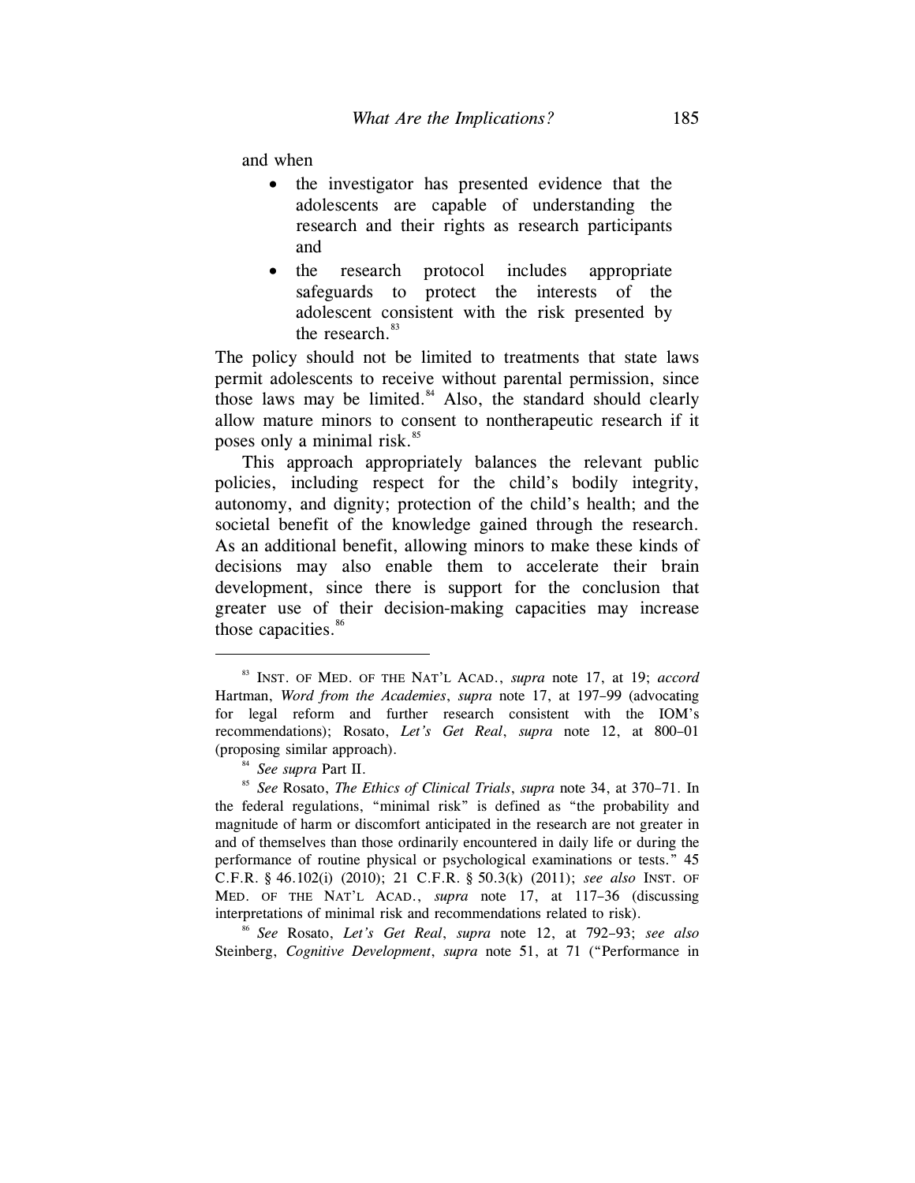and when

- the investigator has presented evidence that the adolescents are capable of understanding the research and their rights as research participants and
- the research protocol includes appropriate safeguards to protect the interests of the adolescent consistent with the risk presented by the research.[83]

The policy should not be limited to treatments that state laws permit adolescents to receive without parental permission, since those laws may be limited.[84] Also, the standard should clearly allow mature minors to consent to nontherapeutic research if it poses only a minimal risk.[85]

This approach appropriately balances the relevant public policies, including respect for the child's bodily integrity, autonomy, and dignity; protection of the child's health; and the societal benefit of the knowledge gained through the research. As an additional benefit, allowing minors to make these kinds of decisions may also enable them to accelerate their brain development, since there is support for the conclusion that greater use of their decision-making capacities may increase those capacities.[86]

---

[83] INST. OF MED. OF THE NAT'L ACAD., *supra* note 17, at 19; *accord* Hartman, *Word from the Academies*, *supra* note 17, at 197–99 (advocating for legal reform and further research consistent with the IOM's recommendations); Rosato, *Let's Get Real*, *supra* note 12, at 800–01 (proposing similar approach).

[84] *See supra* Part II.

[85] *See* Rosato, *The Ethics of Clinical Trials*, *supra* note 34, at 370–71. In the federal regulations, "minimal risk" is defined as "the probability and magnitude of harm or discomfort anticipated in the research are not greater in and of themselves than those ordinarily encountered in daily life or during the performance of routine physical or psychological examinations or tests." 45 C.F.R. § 46.102(i) (2010); 21 C.F.R. § 50.3(k) (2011); *see also* INST. OF MED. OF THE NAT'L ACAD., *supra* note 17, at 117–36 (discussing interpretations of minimal risk and recommendations related to risk).

[86] *See* Rosato, *Let's Get Real*, *supra* note 12, at 792–93; *see also* Steinberg, *Cognitive Development*, *supra* note 51, at 71 ("Performance in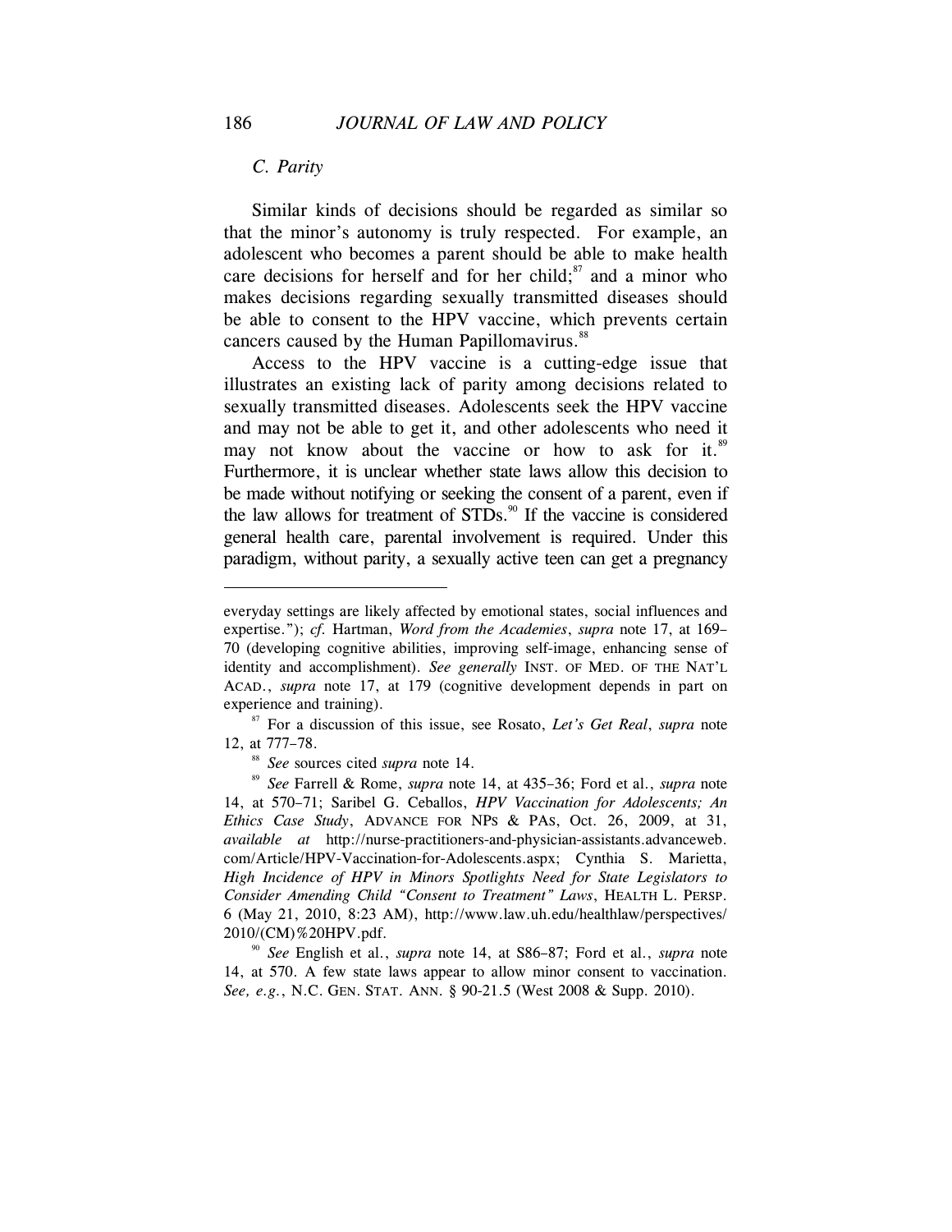### *C. Parity*

Similar kinds of decisions should be regarded as similar so that the minor's autonomy is truly respected. For example, an adolescent who becomes a parent should be able to make health care decisions for herself and for her child;[87] and a minor who makes decisions regarding sexually transmitted diseases should be able to consent to the HPV vaccine, which prevents certain cancers caused by the Human Papillomavirus.[88]

Access to the HPV vaccine is a cutting-edge issue that illustrates an existing lack of parity among decisions related to sexually transmitted diseases. Adolescents seek the HPV vaccine and may not be able to get it, and other adolescents who need it may not know about the vaccine or how to ask for it.[89] Furthermore, it is unclear whether state laws allow this decision to be made without notifying or seeking the consent of a parent, even if the law allows for treatment of STDs.[90] If the vaccine is considered general health care, parental involvement is required. Under this paradigm, without parity, a sexually active teen can get a pregnancy

---

everyday settings are likely affected by emotional states, social influences and expertise."); *cf.* Hartman, *Word from the Academies*, *supra* note 17, at 169–70 (developing cognitive abilities, improving self-image, enhancing sense of identity and accomplishment). *See generally* INST. OF MED. OF THE NAT'L ACAD., *supra* note 17, at 179 (cognitive development depends in part on experience and training).

[87] For a discussion of this issue, see Rosato, *Let's Get Real*, *supra* note 12, at 777–78.

[88] *See* sources cited *supra* note 14.

[89] *See* Farrell & Rome, *supra* note 14, at 435–36; Ford et al., *supra* note 14, at 570–71; Saribel G. Ceballos, *HPV Vaccination for Adolescents; An Ethics Case Study*, ADVANCE FOR NPS & PAS, Oct. 26, 2009, at 31, *available at* http://nurse-practitioners-and-physician-assistants.advanceweb.com/Article/HPV-Vaccination-for-Adolescents.aspx; Cynthia S. Marietta, *High Incidence of HPV in Minors Spotlights Need for State Legislators to Consider Amending Child "Consent to Treatment" Laws*, HEALTH L. PERSP. 6 (May 21, 2010, 8:23 AM), http://www.law.uh.edu/healthlaw/perspectives/2010/(CM)%20HPV.pdf.

[90] *See* English et al., *supra* note 14, at S86–87; Ford et al., *supra* note 14, at 570. A few state laws appear to allow minor consent to vaccination. *See, e.g.*, N.C. GEN. STAT. ANN. § 90-21.5 (West 2008 & Supp. 2010).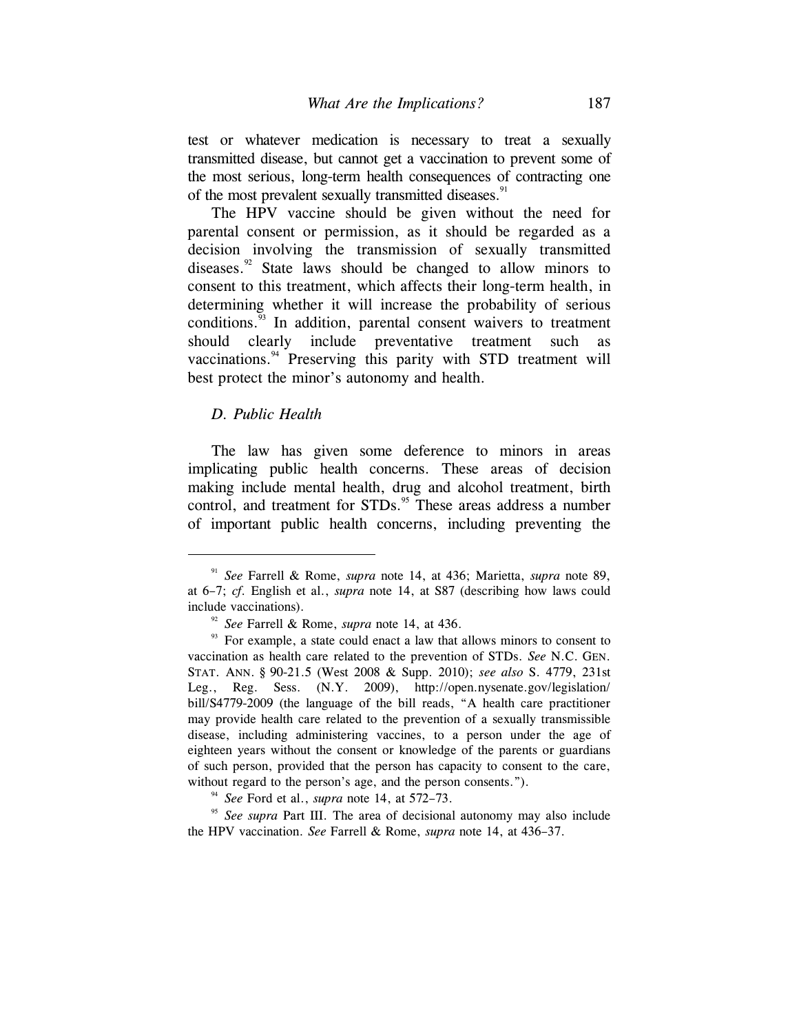test or whatever medication is necessary to treat a sexually transmitted disease, but cannot get a vaccination to prevent some of the most serious, long-term health consequences of contracting one of the most prevalent sexually transmitted diseases.[91]

The HPV vaccine should be given without the need for parental consent or permission, as it should be regarded as a decision involving the transmission of sexually transmitted diseases.[92] State laws should be changed to allow minors to consent to this treatment, which affects their long-term health, in determining whether it will increase the probability of serious conditions.[93] In addition, parental consent waivers to treatment should clearly include preventative treatment such as vaccinations.[94] Preserving this parity with STD treatment will best protect the minor's autonomy and health.

### *D. Public Health*

The law has given some deference to minors in areas implicating public health concerns. These areas of decision making include mental health, drug and alcohol treatment, birth control, and treatment for STDs.[95] These areas address a number of important public health concerns, including preventing the

---

[91] *See* Farrell & Rome, *supra* note 14, at 436; Marietta, *supra* note 89, at 6–7; *cf.* English et al., *supra* note 14, at S87 (describing how laws could include vaccinations).

[92] *See* Farrell & Rome, *supra* note 14, at 436.

[93] For example, a state could enact a law that allows minors to consent to vaccination as health care related to the prevention of STDs. *See* N.C. GEN. STAT. ANN. § 90-21.5 (West 2008 & Supp. 2010); *see also* S. 4779, 231st Leg., Reg. Sess. (N.Y. 2009), http://open.nysenate.gov/legislation/bill/S4779-2009 (the language of the bill reads, "A health care practitioner may provide health care related to the prevention of a sexually transmissible disease, including administering vaccines, to a person under the age of eighteen years without the consent or knowledge of the parents or guardians of such person, provided that the person has capacity to consent to the care, without regard to the person's age, and the person consents.").

[94] *See* Ford et al., *supra* note 14, at 572–73.

[95] *See supra* Part III. The area of decisional autonomy may also include the HPV vaccination. *See* Farrell & Rome, *supra* note 14, at 436–37.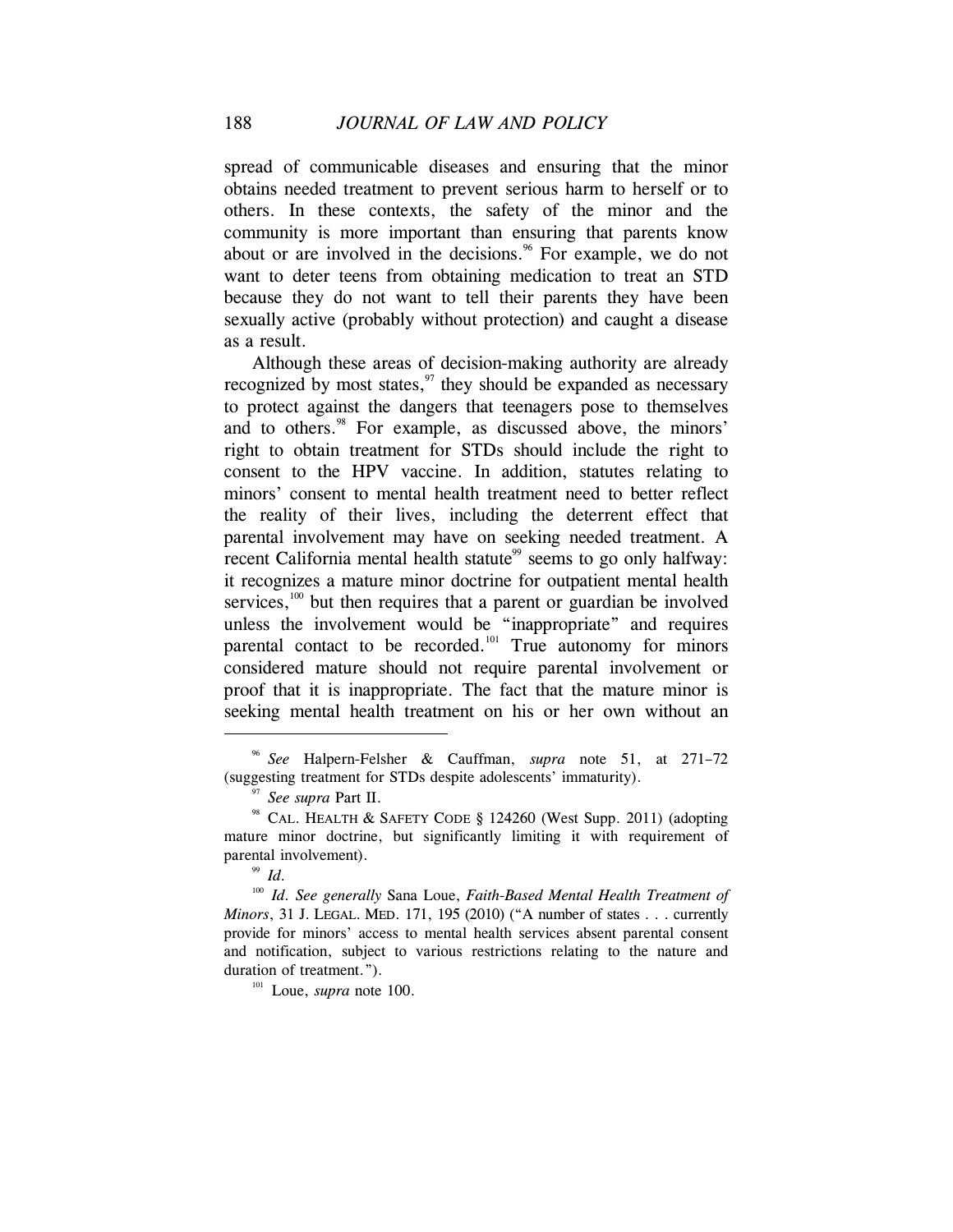spread of communicable diseases and ensuring that the minor obtains needed treatment to prevent serious harm to herself or to others. In these contexts, the safety of the minor and the community is more important than ensuring that parents know about or are involved in the decisions.[96] For example, we do not want to deter teens from obtaining medication to treat an STD because they do not want to tell their parents they have been sexually active (probably without protection) and caught a disease as a result.

Although these areas of decision-making authority are already recognized by most states,[97] they should be expanded as necessary to protect against the dangers that teenagers pose to themselves and to others.[98] For example, as discussed above, the minors' right to obtain treatment for STDs should include the right to consent to the HPV vaccine. In addition, statutes relating to minors' consent to mental health treatment need to better reflect the reality of their lives, including the deterrent effect that parental involvement may have on seeking needed treatment. A recent California mental health statute[99] seems to go only halfway: it recognizes a mature minor doctrine for outpatient mental health services,[100] but then requires that a parent or guardian be involved unless the involvement would be "inappropriate" and requires parental contact to be recorded.[101] True autonomy for minors considered mature should not require parental involvement or proof that it is inappropriate. The fact that the mature minor is seeking mental health treatment on his or her own without an

---

[96] *See* Halpern-Felsher & Cauffman, *supra* note 51, at 271–72 (suggesting treatment for STDs despite adolescents' immaturity).

[97] *See supra* Part II.

[98] CAL. HEALTH & SAFETY CODE § 124260 (West Supp. 2011) (adopting mature minor doctrine, but significantly limiting it with requirement of parental involvement).

[99] *Id.*

[100] *Id. See generally* Sana Loue, *Faith-Based Mental Health Treatment of Minors*, 31 J. LEGAL. MED. 171, 195 (2010) ("A number of states . . . currently provide for minors' access to mental health services absent parental consent and notification, subject to various restrictions relating to the nature and duration of treatment.").

[101] Loue, *supra* note 100.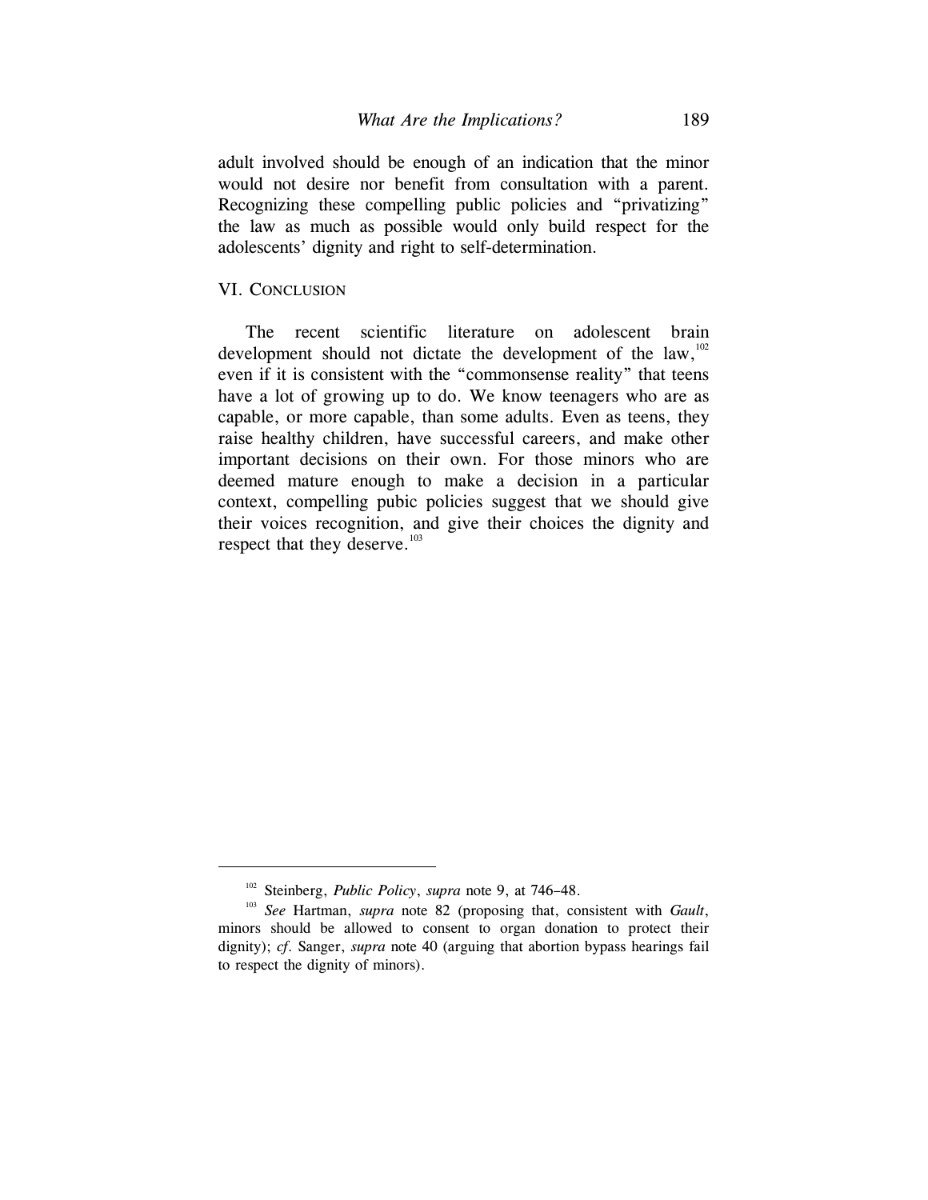adult involved should be enough of an indication that the minor would not desire nor benefit from consultation with a parent. Recognizing these compelling public policies and "privatizing" the law as much as possible would only build respect for the adolescents' dignity and right to self-determination.

## VI. CONCLUSION

The recent scientific literature on adolescent brain development should not dictate the development of the law,[102] even if it is consistent with the "commonsense reality" that teens have a lot of growing up to do. We know teenagers who are as capable, or more capable, than some adults. Even as teens, they raise healthy children, have successful careers, and make other important decisions on their own. For those minors who are deemed mature enough to make a decision in a particular context, compelling pubic policies suggest that we should give their voices recognition, and give their choices the dignity and respect that they deserve.[103]

---

[102] Steinberg, *Public Policy*, *supra* note 9, at 746–48.

[103] *See* Hartman, *supra* note 82 (proposing that, consistent with *Gault*, minors should be allowed to consent to organ donation to protect their dignity); *cf*. Sanger, *supra* note 40 (arguing that abortion bypass hearings fail to respect the dignity of minors).